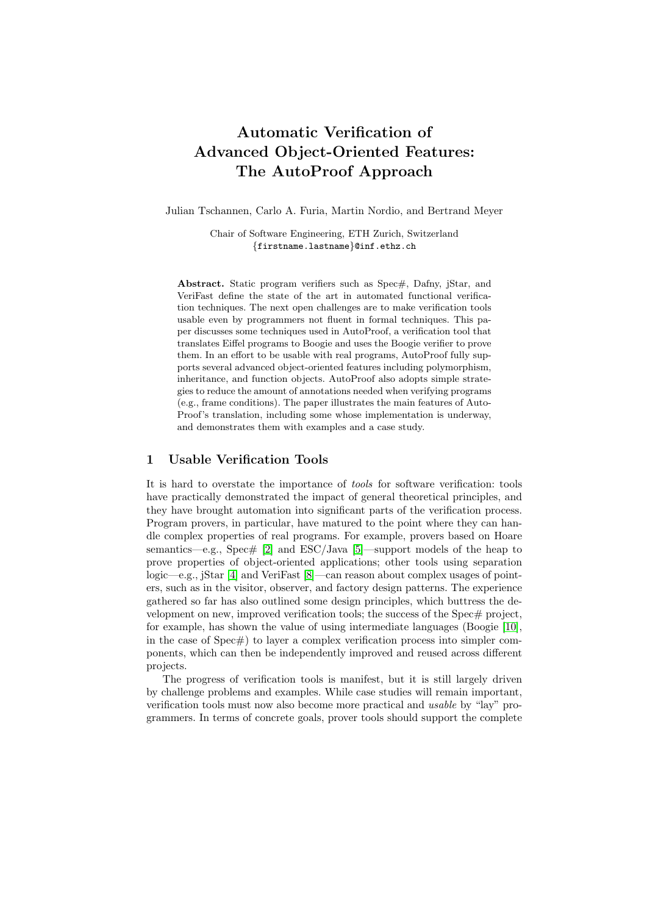# Automatic Verification of Advanced Object-Oriented Features: The AutoProof Approach

Julian Tschannen, Carlo A. Furia, Martin Nordio, and Bertrand Meyer

Chair of Software Engineering, ETH Zurich, Switzerland
{firstname.lastname}@inf.ethz.ch

**Abstract.** Static program verifiers such as Spec#, Dafny, jStar, and VeriFast define the state of the art in automated functional verification techniques. The next open challenges are to make verification tools usable even by programmers not fluent in formal techniques. This paper discusses some techniques used in AutoProof, a verification tool that translates Eiffel programs to Boogie and uses the Boogie verifier to prove them. In an effort to be usable with real programs, AutoProof fully supports several advanced object-oriented features including polymorphism, inheritance, and function objects. AutoProof also adopts simple strategies to reduce the amount of annotations needed when verifying programs (e.g., frame conditions). The paper illustrates the main features of AutoProof's translation, including some whose implementation is underway, and demonstrates them with examples and a case study.

## 1 Usable Verification Tools

It is hard to overstate the importance of *tools* for software verification: tools have practically demonstrated the impact of general theoretical principles, and they have brought automation into significant parts of the verification process. Program provers, in particular, have matured to the point where they can handle complex properties of real programs. For example, provers based on Hoare semantics—e.g., Spec# [2] and ESC/Java [5]—support models of the heap to prove properties of object-oriented applications; other tools using separation logic—e.g., jStar [4] and VeriFast [8]—can reason about complex usages of pointers, such as in the visitor, observer, and factory design patterns. The experience gathered so far has also outlined some design principles, which buttress the development on new, improved verification tools; the success of the Spec# project, for example, has shown the value of using intermediate languages (Boogie [10], in the case of Spec#) to layer a complex verification process into simpler components, which can then be independently improved and reused across different projects.

The progress of verification tools is manifest, but it is still largely driven by challenge problems and examples. While case studies will remain important, verification tools must now also become more practical and *usable* by "lay" programmers. In terms of concrete goals, prover tools should support the complete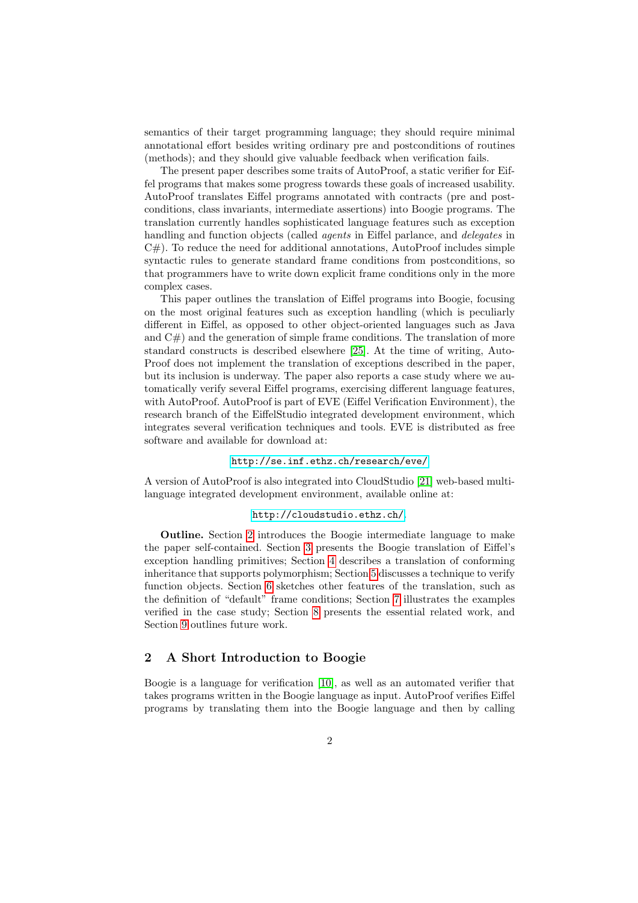semantics of their target programming language; they should require minimal annotational effort besides writing ordinary pre and postconditions of routines (methods); and they should give valuable feedback when verification fails.

The present paper describes some traits of AutoProof, a static verifier for Eiffel programs that makes some progress towards these goals of increased usability. AutoProof translates Eiffel programs annotated with contracts (pre and postconditions, class invariants, intermediate assertions) into Boogie programs. The translation currently handles sophisticated language features such as exception handling and function objects (called *agents* in Eiffel parlance, and *delegates* in C#). To reduce the need for additional annotations, AutoProof includes simple syntactic rules to generate standard frame conditions from postconditions, so that programmers have to write down explicit frame conditions only in the more complex cases.

This paper outlines the translation of Eiffel programs into Boogie, focusing on the most original features such as exception handling (which is peculiarly different in Eiffel, as opposed to other object-oriented languages such as Java and C#) and the generation of simple frame conditions. The translation of more standard constructs is described elsewhere [25]. At the time of writing, AutoProof does not implement the translation of exceptions described in the paper, but its inclusion is underway. The paper also reports a case study where we automatically verify several Eiffel programs, exercising different language features, with AutoProof. AutoProof is part of EVE (Eiffel Verification Environment), the research branch of the EiffelStudio integrated development environment, which integrates several verification techniques and tools. EVE is distributed as free software and available for download at:

http://se.inf.ethz.ch/research/eve/

A version of AutoProof is also integrated into CloudStudio [21] web-based multi-language integrated development environment, available online at:

http://cloudstudio.ethz.ch/.

**Outline.** Section 2 introduces the Boogie intermediate language to make the paper self-contained. Section 3 presents the Boogie translation of Eiffel's exception handling primitives; Section 4 describes a translation of conforming inheritance that supports polymorphism; Section 5 discusses a technique to verify function objects. Section 6 sketches other features of the translation, such as the definition of "default" frame conditions; Section 7 illustrates the examples verified in the case study; Section 8 presents the essential related work, and Section 9 outlines future work.

## 2 A Short Introduction to Boogie

Boogie is a language for verification [10], as well as an automated verifier that takes programs written in the Boogie language as input. AutoProof verifies Eiffel programs by translating them into the Boogie language and then by calling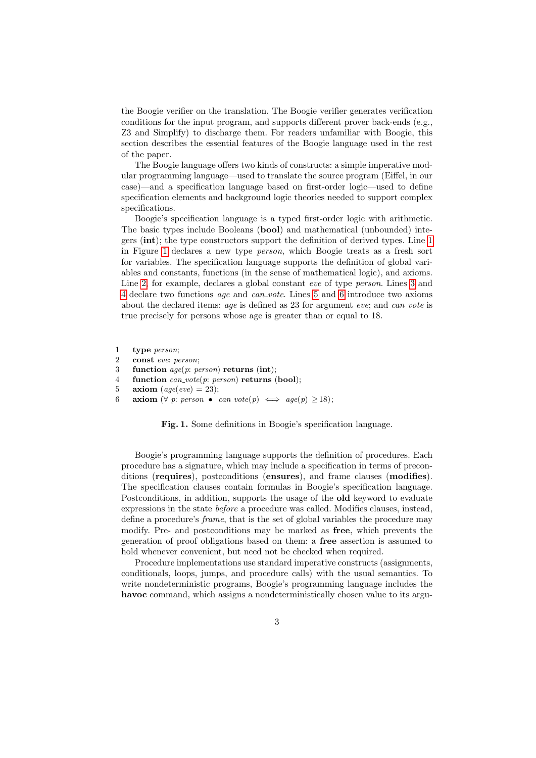the Boogie verifier on the translation. The Boogie verifier generates verification conditions for the input program, and supports different prover back-ends (e.g., Z3 and Simplify) to discharge them. For readers unfamiliar with Boogie, this section describes the essential features of the Boogie language used in the rest of the paper.

The Boogie language offers two kinds of constructs: a simple imperative modular programming language—used to translate the source program (Eiffel, in our case)—and a specification language based on first-order logic—used to define specification elements and background logic theories needed to support complex specifications.

Boogie's specification language is a typed first-order logic with arithmetic. The basic types include Booleans (**bool**) and mathematical (unbounded) integers (**int**); the type constructors support the definition of derived types. Line 1 in Figure 1 declares a new type *person*, which Boogie treats as a fresh sort for variables. The specification language supports the definition of global variables and constants, functions (in the sense of mathematical logic), and axioms. Line 2, for example, declares a global constant *eve* of type *person*. Lines 3 and 4 declare two functions *age* and *can_vote*. Lines 5 and 6 introduce two axioms about the declared items: *age* is defined as 23 for argument *eve*; and *can_vote* is true precisely for persons whose age is greater than or equal to 18.

```
1   type person;
2   const eve: person;
3   function age(p: person) returns (int);
4   function can_vote(p: person) returns (bool);
5   axiom (age(eve) = 23);
6   axiom (∀ p: person • can_vote(p) ⟺ age(p) ≥18);
```

**Fig. 1.** Some definitions in Boogie's specification language.

Boogie's programming language supports the definition of procedures. Each procedure has a signature, which may include a specification in terms of preconditions (**requires**), postconditions (**ensures**), and frame clauses (**modifies**). The specification clauses contain formulas in Boogie's specification language. Postconditions, in addition, supports the usage of the **old** keyword to evaluate expressions in the state *before* a procedure was called. Modifies clauses, instead, define a procedure's *frame*, that is the set of global variables the procedure may modify. Pre- and postconditions may be marked as **free**, which prevents the generation of proof obligations based on them: a **free** assertion is assumed to hold whenever convenient, but need not be checked when required.

Procedure implementations use standard imperative constructs (assignments, conditionals, loops, jumps, and procedure calls) with the usual semantics. To write nondeterministic programs, Boogie's programming language includes the **havoc** command, which assigns a nondeterministically chosen value to its argu-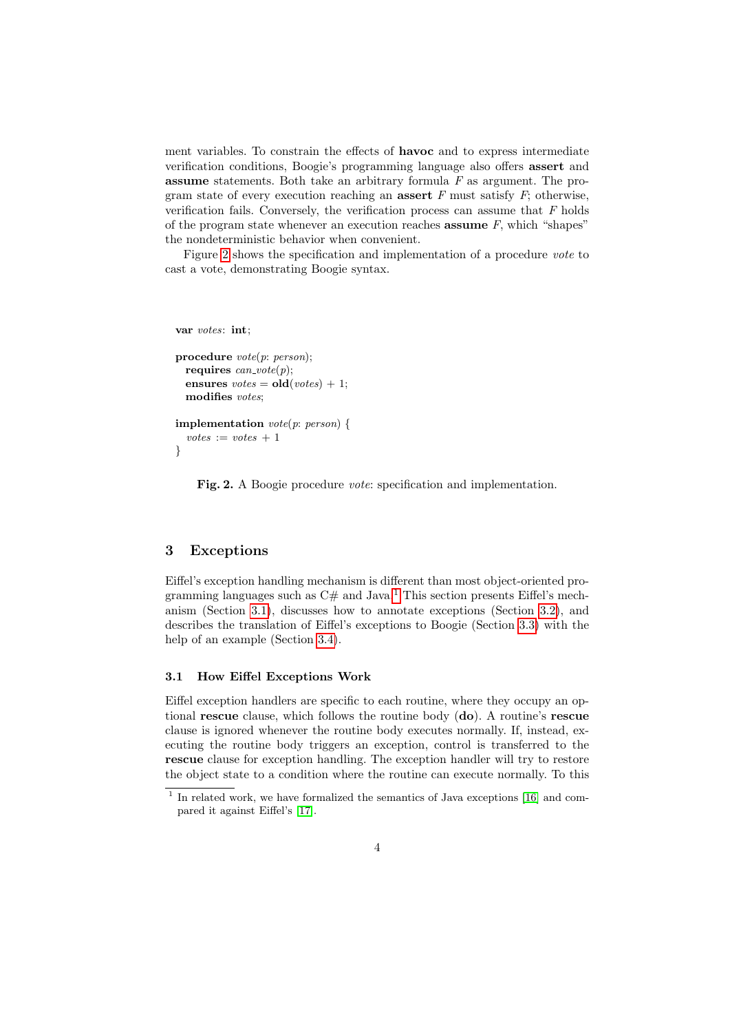ment variables. To constrain the effects of **havoc** and to express intermediate verification conditions, Boogie's programming language also offers **assert** and **assume** statements. Both take an arbitrary formula $F$ as argument. The program state of every execution reaching an **assert** $F$ must satisfy $F$; otherwise, verification fails. Conversely, the verification process can assume that $F$ holds of the program state whenever an execution reaches **assume** $F$, which "shapes" the nondeterministic behavior when convenient.

Figure 2 shows the specification and implementation of a procedure *vote* to cast a vote, demonstrating Boogie syntax.

```
var votes: int;

procedure vote(p: person);
  requires can_vote(p);
  ensures votes = old(votes) + 1;
  modifies votes;

implementation vote(p: person) {
  votes := votes + 1
}
```

**Fig. 2.** A Boogie procedure *vote*: specification and implementation.

## 3 Exceptions

Eiffel's exception handling mechanism is different than most object-oriented programming languages such as C# and Java.[1] This section presents Eiffel's mechanism (Section 3.1), discusses how to annotate exceptions (Section 3.2), and describes the translation of Eiffel's exceptions to Boogie (Section 3.3) with the help of an example (Section 3.4).

### 3.1 How Eiffel Exceptions Work

Eiffel exception handlers are specific to each routine, where they occupy an optional **rescue** clause, which follows the routine body (**do**). A routine's **rescue** clause is ignored whenever the routine body executes normally. If, instead, executing the routine body triggers an exception, control is transferred to the **rescue** clause for exception handling. The exception handler will try to restore the object state to a condition where the routine can execute normally. To this

[1] In related work, we have formalized the semantics of Java exceptions [16] and compared it against Eiffel's [17].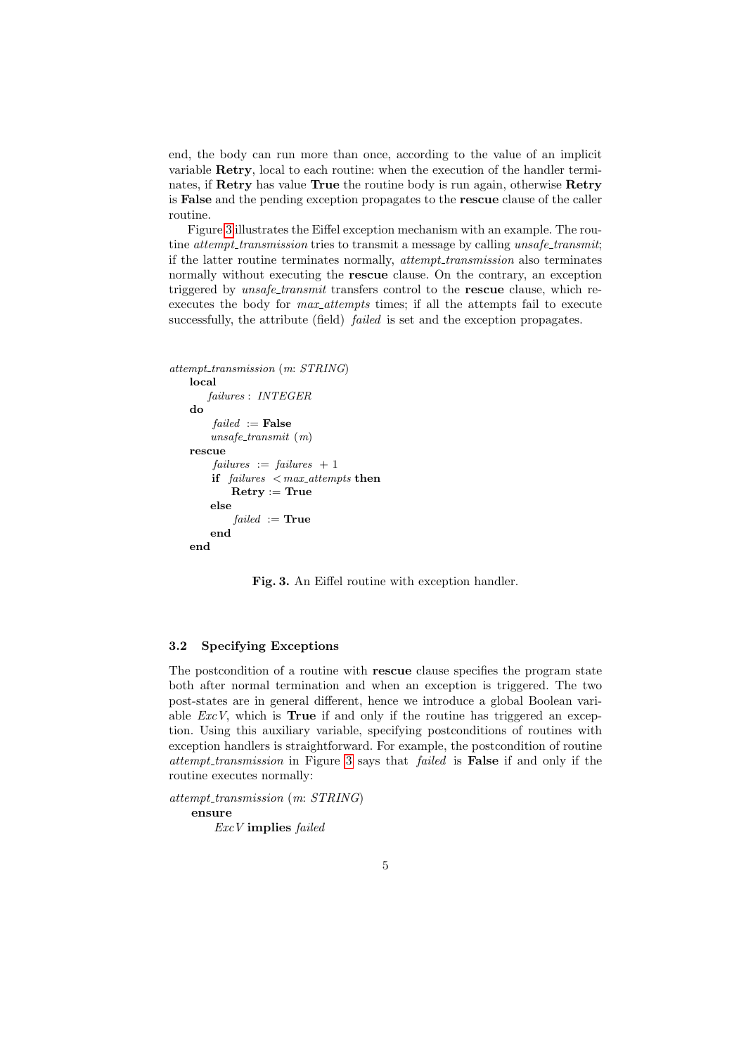end, the body can run more than once, according to the value of an implicit variable **Retry**, local to each routine: when the execution of the handler terminates, if **Retry** has value **True** the routine body is run again, otherwise **Retry** is **False** and the pending exception propagates to the **rescue** clause of the caller routine.

Figure 3 illustrates the Eiffel exception mechanism with an example. The routine *attempt_transmission* tries to transmit a message by calling *unsafe_transmit*; if the latter routine terminates normally, *attempt_transmission* also terminates normally without executing the **rescue** clause. On the contrary, an exception triggered by *unsafe_transmit* transfers control to the **rescue** clause, which re-executes the body for *max_attempts* times; if all the attempts fail to execute successfully, the attribute (field) *failed* is set and the exception propagates.

```
attempt_transmission (m: STRING)
    local
        failures : INTEGER
    do
        failed := False
        unsafe_transmit (m)
    rescue
        failures := failures + 1
        if failures < max_attempts then
            Retry := True
        else
            failed := True
        end
    end
```

**Fig. 3.** An Eiffel routine with exception handler.

### 3.2 Specifying Exceptions

The postcondition of a routine with **rescue** clause specifies the program state both after normal termination and when an exception is triggered. The two post-states are in general different, hence we introduce a global Boolean variable *ExcV*, which is **True** if and only if the routine has triggered an exception. Using this auxiliary variable, specifying postconditions of routines with exception handlers is straightforward. For example, the postcondition of routine *attempt_transmission* in Figure 3 says that *failed* is **False** if and only if the routine executes normally:

```
attempt_transmission (m: STRING)
    ensure
        ExcV implies failed
```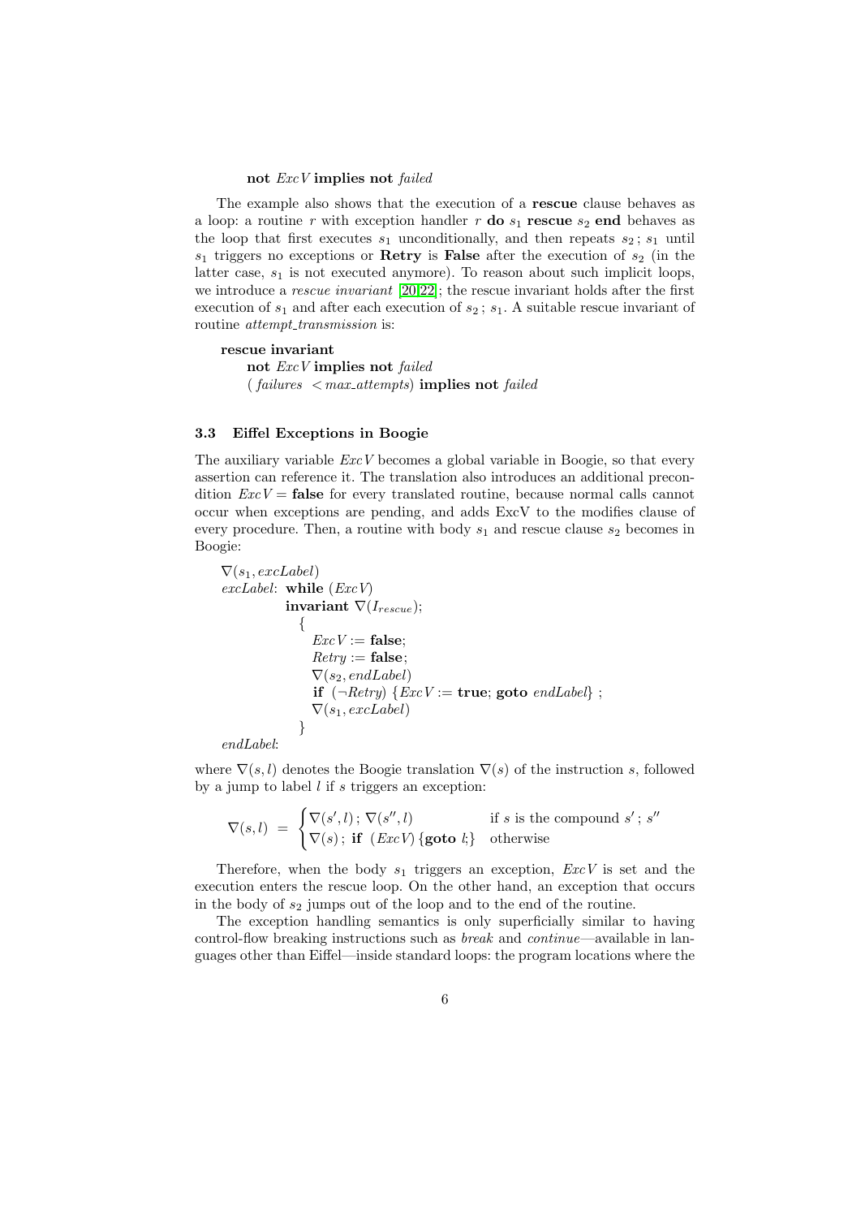**not** *ExcV* **implies not** *failed*

The example also shows that the execution of a **rescue** clause behaves as a loop: a routine $r$ with exception handler $r$ **do** $s_1$ **rescue** $s_2$ **end** behaves as the loop that first executes $s_1$ unconditionally, and then repeats $s_2$ ; $s_1$ until $s_1$ triggers no exceptions or **Retry** is **False** after the execution of $s_2$ (in the latter case, $s_1$ is not executed anymore). To reason about such implicit loops, we introduce a *rescue invariant* [20,22]; the rescue invariant holds after the first execution of $s_1$ and after each execution of $s_2$ ; $s_1$. A suitable rescue invariant of routine *attempt_transmission* is:

```
rescue invariant
    not ExcV implies not failed
    ( failures  < max_attempts) implies not failed
```

### 3.3 Eiffel Exceptions in Boogie

The auxiliary variable *ExcV* becomes a global variable in Boogie, so that every assertion can reference it. The translation also introduces an additional precondition $ExcV =$ **false** for every translated routine, because normal calls cannot occur when exceptions are pending, and adds ExcV to the modifies clause of every procedure. Then, a routine with body $s_1$ and rescue clause $s_2$ becomes in Boogie:

```
∇(s1, excLabel)
excLabel: while (ExcV)
          invariant ∇(I_rescue);
            {
              ExcV := false;
              Retry := false;
              ∇(s2, endLabel)
              if (¬Retry) {ExcV := true; goto endLabel} ;
              ∇(s1, excLabel)
            }
endLabel:
```

where $\nabla(s, l)$ denotes the Boogie translation $\nabla(s)$ of the instruction $s$, followed by a jump to label $l$ if $s$ triggers an exception:

$$\nabla(s, l) \;=\; \begin{cases} \nabla(s', l)\,;\, \nabla(s'', l) & \text{if } s \text{ is the compound } s'\,;\, s'' \\ \nabla(s)\,;\; \textbf{if}\;\; (\mathit{ExcV})\,\{\textbf{goto}\;\, l;\} & \text{otherwise} \end{cases}$$

Therefore, when the body $s_1$ triggers an exception, *ExcV* is set and the execution enters the rescue loop. On the other hand, an exception that occurs in the body of $s_2$ jumps out of the loop and to the end of the routine.

The exception handling semantics is only superficially similar to having control-flow breaking instructions such as *break* and *continue*—available in languages other than Eiffel—inside standard loops: the program locations where the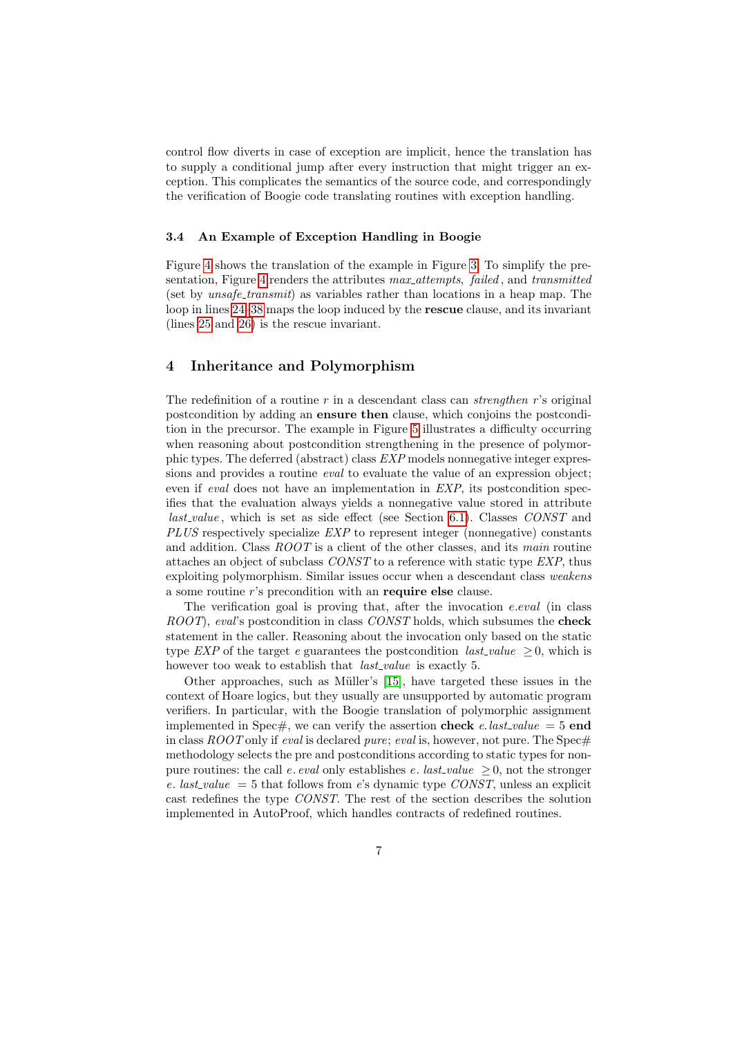control flow diverts in case of exception are implicit, hence the translation has to supply a conditional jump after every instruction that might trigger an exception. This complicates the semantics of the source code, and correspondingly the verification of Boogie code translating routines with exception handling.

### 3.4 An Example of Exception Handling in Boogie

Figure 4 shows the translation of the example in Figure 3. To simplify the presentation, Figure 4 renders the attributes *max_attempts*, *failed*, and *transmitted* (set by *unsafe_transmit*) as variables rather than locations in a heap map. The loop in lines 24–38 maps the loop induced by the **rescue** clause, and its invariant (lines 25 and 26) is the rescue invariant.

## 4 Inheritance and Polymorphism

The redefinition of a routine $r$ in a descendant class can *strengthen* $r$'s original postcondition by adding an **ensure then** clause, which conjoins the postcondition in the precursor. The example in Figure 5 illustrates a difficulty occurring when reasoning about postcondition strengthening in the presence of polymorphic types. The deferred (abstract) class *EXP* models nonnegative integer expressions and provides a routine *eval* to evaluate the value of an expression object; even if *eval* does not have an implementation in *EXP*, its postcondition specifies that the evaluation always yields a nonnegative value stored in attribute *last_value*, which is set as side effect (see Section 6.1). Classes *CONST* and *PLUS* respectively specialize *EXP* to represent integer (nonnegative) constants and addition. Class *ROOT* is a client of the other classes, and its *main* routine attaches an object of subclass *CONST* to a reference with static type *EXP*, thus exploiting polymorphism. Similar issues occur when a descendant class *weakens* a some routine $r$'s precondition with an **require else** clause.

The verification goal is proving that, after the invocation *e.eval* (in class *ROOT*), *eval*'s postcondition in class *CONST* holds, which subsumes the **check** statement in the caller. Reasoning about the invocation only based on the static type *EXP* of the target *e* guarantees the postcondition *last_value* $\geq 0$, which is however too weak to establish that *last_value* is exactly 5.

Other approaches, such as Müller's [15], have targeted these issues in the context of Hoare logics, but they usually are unsupported by automatic program verifiers. In particular, with the Boogie translation of polymorphic assignment implemented in Spec#, we can verify the assertion **check** *e.last_value* $= 5$ **end** in class *ROOT* only if *eval* is declared *pure*; *eval* is, however, not pure. The Spec# methodology selects the pre and postconditions according to static types for non-pure routines: the call *e. eval* only establishes *e. last_value* $\geq 0$, not the stronger *e. last_value* $= 5$ that follows from *e*'s dynamic type *CONST*, unless an explicit cast redefines the type *CONST*. The rest of the section describes the solution implemented in AutoProof, which handles contracts of redefined routines.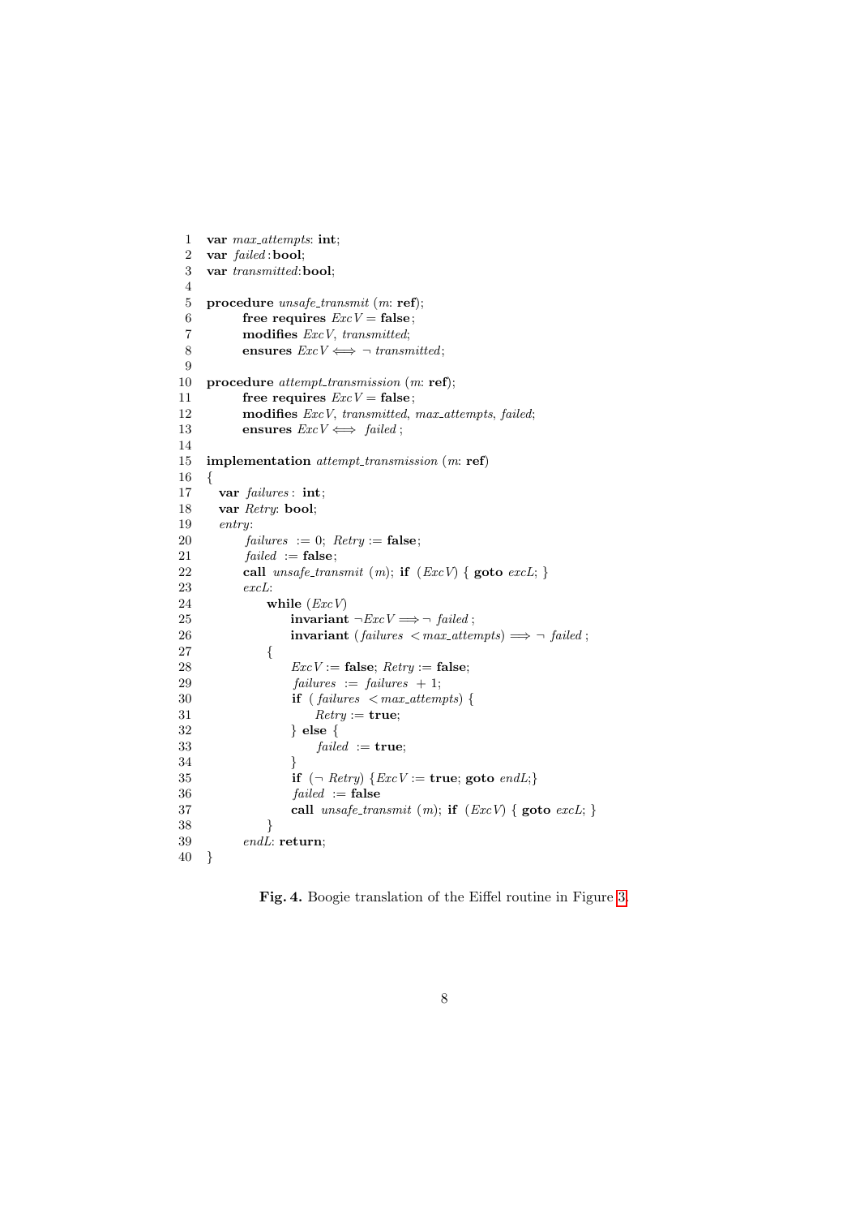```
1  var max_attempts: int;
2  var failed : bool;
3  var transmitted: bool;
4
5  procedure unsafe_transmit (m: ref);
6        free requires ExcV = false;
7        modifies ExcV, transmitted;
8        ensures ExcV ⟺ ¬ transmitted;
9
10 procedure attempt_transmission (m: ref);
11       free requires ExcV = false;
12       modifies ExcV, transmitted, max_attempts, failed;
13       ensures ExcV ⟺ failed ;
14
15 implementation attempt_transmission (m: ref)
16 {
17   var failures : int;
18   var Retry: bool;
19   entry:
20        failures := 0; Retry := false;
21        failed := false;
22        call unsafe_transmit (m); if (ExcV) { goto excL; }
23        excL:
24            while (ExcV)
25                invariant ¬ExcV ⟹ ¬ failed ;
26                invariant (failures < max_attempts) ⟹ ¬ failed ;
27            {
28                ExcV := false; Retry := false;
29                failures := failures + 1;
30                if ( failures < max_attempts) {
31                    Retry := true;
32                } else {
33                    failed := true;
34                }
35                if (¬ Retry) {ExcV := true; goto endL;}
36                failed := false
37                call unsafe_transmit (m); if (ExcV) { goto excL; }
38            }
39        endL: return;
40 }
```

**Fig. 4.** Boogie translation of the Eiffel routine in Figure 3.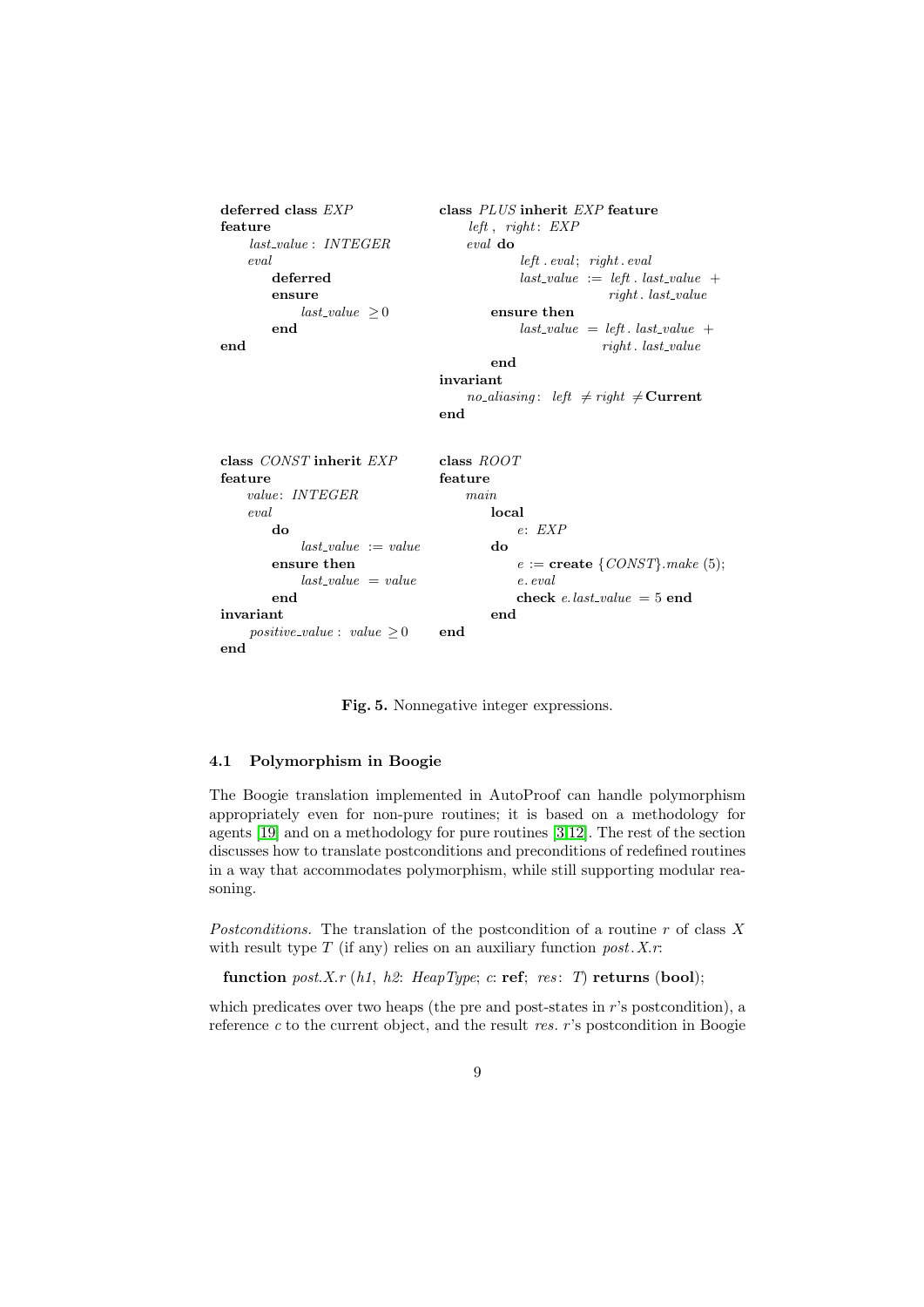```
deferred class EXP
feature
    last_value : INTEGER
    eval
        deferred
        ensure
            last_value ≥ 0
        end
end
```

```
class PLUS inherit EXP feature
    left , right: EXP
    eval do
            left . eval; right . eval
            last_value := left . last_value +
                          right . last_value
        ensure then
            last_value = left . last_value +
                         right . last_value
        end
invariant
    no_aliasing: left ≠ right ≠ Current
end
```

```
class CONST inherit EXP
feature
    value: INTEGER
    eval
        do
            last_value := value
        ensure then
            last_value = value
        end
invariant
    positive_value : value ≥ 0
end
```

```
class ROOT
feature
    main
        local
            e: EXP
        do
            e := create {CONST}.make (5);
            e. eval
            check e.last_value = 5 end
        end
end
```

**Fig. 5.** Nonnegative integer expressions.

### 4.1 Polymorphism in Boogie

The Boogie translation implemented in AutoProof can handle polymorphism appropriately even for non-pure routines; it is based on a methodology for agents [19] and on a methodology for pure routines [3,12]. The rest of the section discusses how to translate postconditions and preconditions of redefined routines in a way that accommodates polymorphism, while still supporting modular reasoning.

*Postconditions.* The translation of the postcondition of a routine $r$ of class $X$ with result type $T$ (if any) relies on an auxiliary function *post.X.r*:

```
function post.X.r (h1, h2: HeapType; c: ref; res: T) returns (bool);
```

which predicates over two heaps (the pre and post-states in $r$'s postcondition), a reference $c$ to the current object, and the result *res*. $r$'s postcondition in Boogie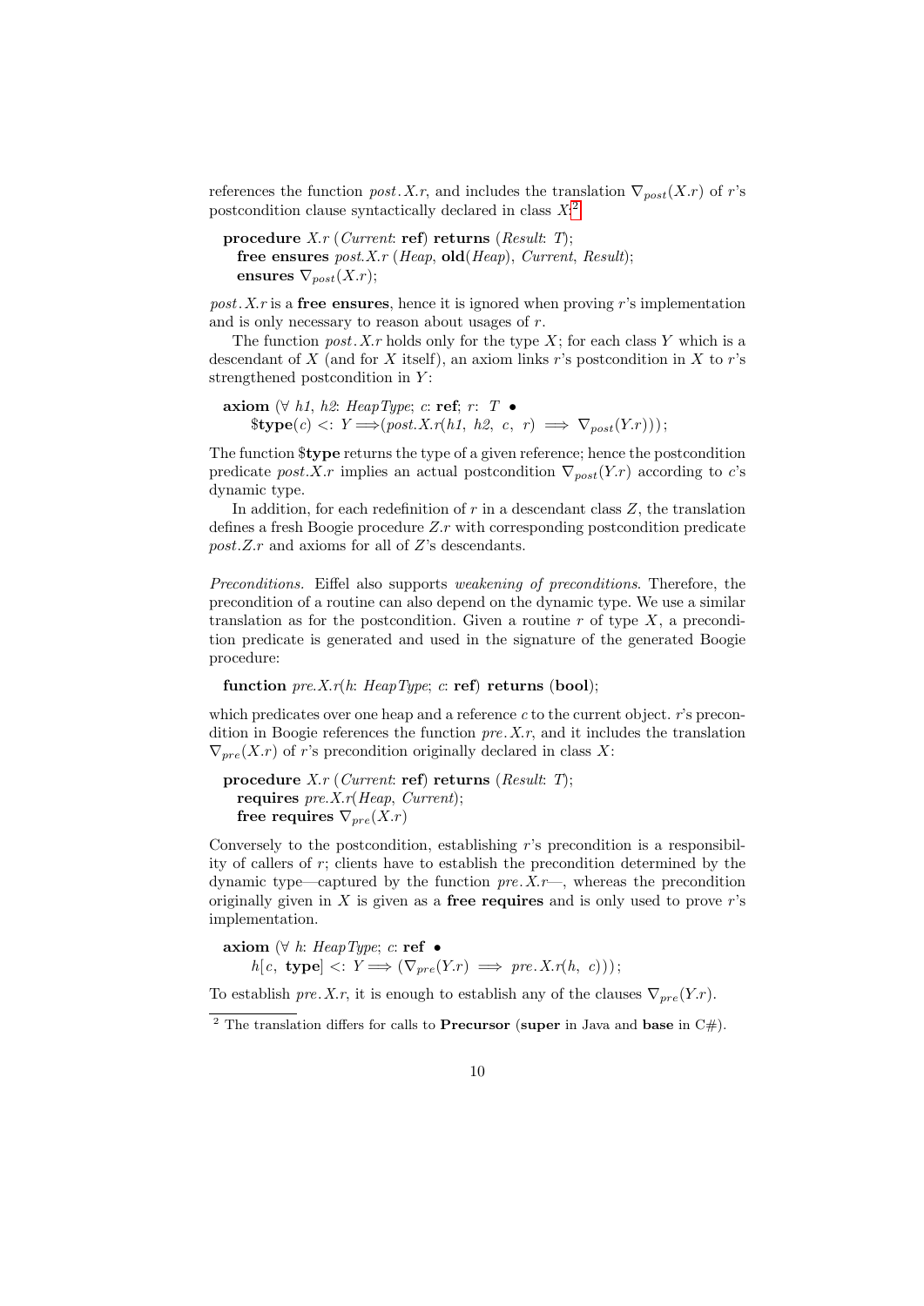references the function $post.X.r$, and includes the translation $\nabla_{post}(X.r)$ of $r$'s postcondition clause syntactically declared in class $X$:[2]

```
procedure X.r (Current: ref) returns (Result: T);
  free ensures post.X.r (Heap, old(Heap), Current, Result);
  ensures ∇post(X.r);
```

$post.X.r$ is a **free ensures**, hence it is ignored when proving $r$'s implementation and is only necessary to reason about usages of $r$.

The function $post.X.r$ holds only for the type $X$; for each class $Y$ which is a descendant of $X$ (and for $X$ itself), an axiom links $r$'s postcondition in $X$ to $r$'s strengthened postcondition in $Y$:

```
axiom (∀ h1, h2: HeapType; c: ref; r: T •
    $type(c) <: Y ⟹(post.X.r(h1, h2, c, r) ⟹ ∇post(Y.r)));
```

The function **$type** returns the type of a given reference; hence the postcondition predicate $post.X.r$ implies an actual postcondition $\nabla_{post}(Y.r)$ according to $c$'s dynamic type.

In addition, for each redefinition of $r$ in a descendant class $Z$, the translation defines a fresh Boogie procedure $Z.r$ with corresponding postcondition predicate $post.Z.r$ and axioms for all of $Z$'s descendants.

*Preconditions.* Eiffel also supports *weakening of preconditions*. Therefore, the precondition of a routine can also depend on the dynamic type. We use a similar translation as for the postcondition. Given a routine $r$ of type $X$, a precondition predicate is generated and used in the signature of the generated Boogie procedure:

```
function pre.X.r(h: HeapType; c: ref) returns (bool);
```

which predicates over one heap and a reference $c$ to the current object. $r$'s precondition in Boogie references the function $pre.X.r$, and it includes the translation $\nabla_{pre}(X.r)$ of $r$'s precondition originally declared in class $X$:

```
procedure X.r (Current: ref) returns (Result: T);
  requires pre.X.r(Heap, Current);
  free requires ∇pre(X.r)
```

Conversely to the postcondition, establishing $r$'s precondition is a responsibility of callers of $r$; clients have to establish the precondition determined by the dynamic type—captured by the function $pre.X.r$—, whereas the precondition originally given in $X$ is given as a **free requires** and is only used to prove $r$'s implementation.

```
axiom (∀ h: HeapType; c: ref •
    h[c, type] <: Y ⟹ (∇pre(Y.r) ⟹ pre.X.r(h, c)));
```

To establish $pre.X.r$, it is enough to establish any of the clauses $\nabla_{pre}(Y.r)$.

[2] The translation differs for calls to **Precursor** (**super** in Java and **base** in C#).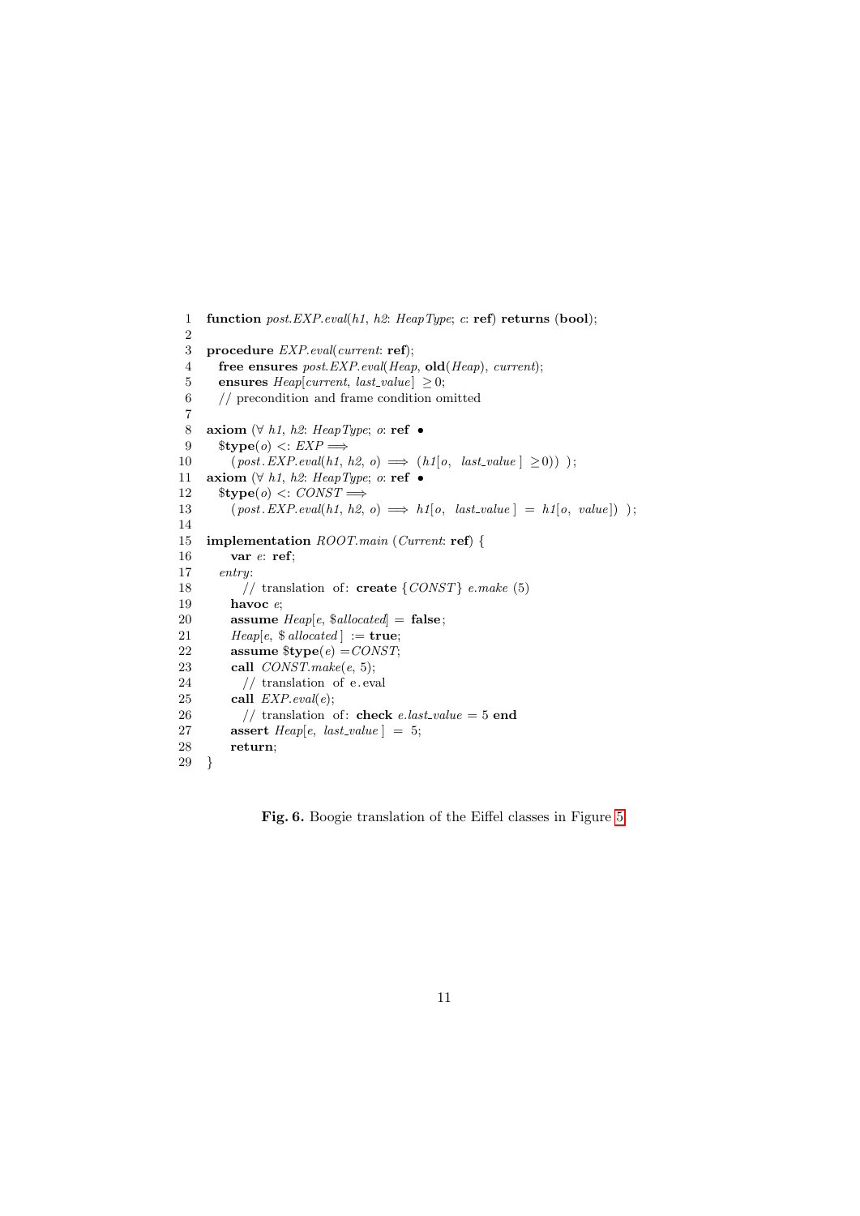```
1   function post.EXP.eval(h1, h2: HeapType; c: ref) returns (bool);
2
3   procedure EXP.eval(current: ref);
4     free ensures post.EXP.eval(Heap, old(Heap), current);
5     ensures Heap[current, last_value] ≥ 0;
6     // precondition and frame condition omitted
7
8   axiom (∀ h1, h2: HeapType; o: ref •
9     $type(o) <: EXP ⟹
10      (post.EXP.eval(h1, h2, o) ⟹ (h1[o, last_value] ≥0)) );
11  axiom (∀ h1, h2: HeapType; o: ref •
12    $type(o) <: CONST ⟹
13      (post.EXP.eval(h1, h2, o) ⟹ h1[o, last_value] = h1[o, value]) );
14
15  implementation ROOT.main (Current: ref) {
16      var e: ref;
17    entry:
18        // translation of: create {CONST} e.make (5)
19      havoc e;
20      assume Heap[e, $allocated] = false;
21      Heap[e, $allocated] := true;
22      assume $type(e) =CONST;
23      call CONST.make(e, 5);
24        // translation of e.eval
25      call EXP.eval(e);
26        // translation of: check e.last_value = 5 end
27      assert Heap[e, last_value] = 5;
28      return;
29  }
```

**Fig. 6.** Boogie translation of the Eiffel classes in Figure 5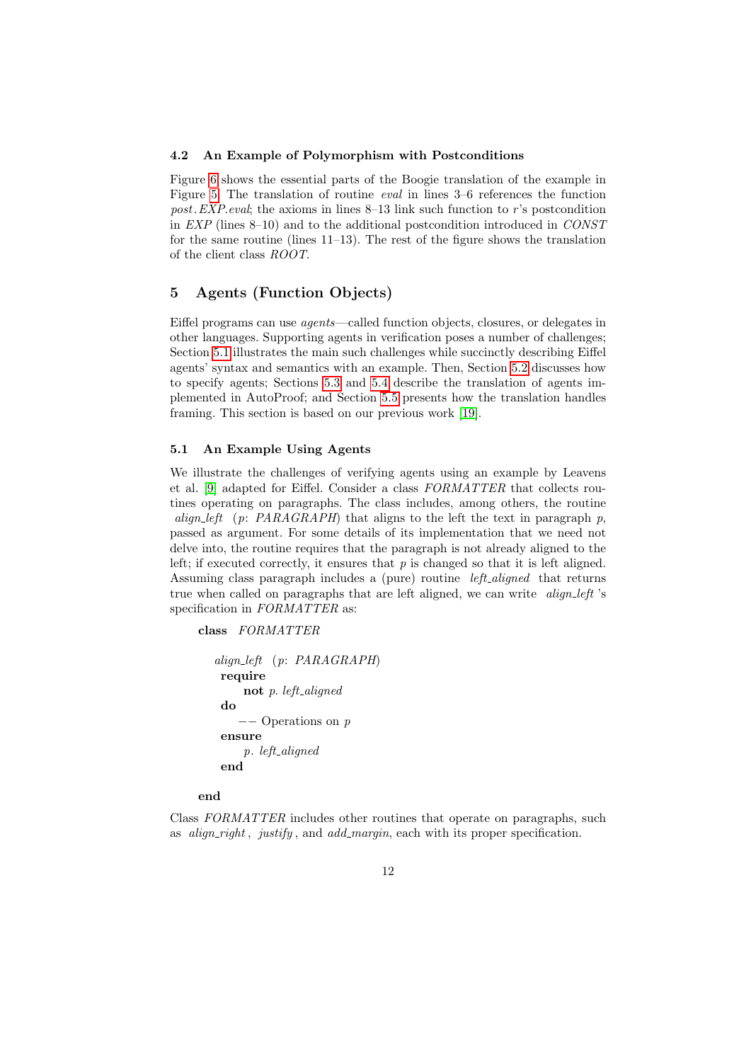### 4.2 An Example of Polymorphism with Postconditions

Figure 6 shows the essential parts of the Boogie translation of the example in Figure 5. The translation of routine *eval* in lines 3–6 references the function *post.EXP.eval*; the axioms in lines 8–13 link such function to *r*'s postcondition in *EXP* (lines 8–10) and to the additional postcondition introduced in *CONST* for the same routine (lines 11–13). The rest of the figure shows the translation of the client class *ROOT*.

## 5 Agents (Function Objects)

Eiffel programs can use *agents*—called function objects, closures, or delegates in other languages. Supporting agents in verification poses a number of challenges; Section 5.1 illustrates the main such challenges while succinctly describing Eiffel agents' syntax and semantics with an example. Then, Section 5.2 discusses how to specify agents; Sections 5.3 and 5.4 describe the translation of agents implemented in AutoProof; and Section 5.5 presents how the translation handles framing. This section is based on our previous work [19].

### 5.1 An Example Using Agents

We illustrate the challenges of verifying agents using an example by Leavens et al. [9] adapted for Eiffel. Consider a class *FORMATTER* that collects routines operating on paragraphs. The class includes, among others, the routine *align_left* (*p*: *PARAGRAPH*) that aligns to the left the text in paragraph *p*, passed as argument. For some details of its implementation that we need not delve into, the routine requires that the paragraph is not already aligned to the left; if executed correctly, it ensures that *p* is changed so that it is left aligned. Assuming class paragraph includes a (pure) routine *left_aligned* that returns true when called on paragraphs that are left aligned, we can write *align_left*'s specification in *FORMATTER* as:

```
class FORMATTER

  align_left (p: PARAGRAPH)
   require
       not p. left_aligned
   do
      -- Operations on p
   ensure
       p. left_aligned
   end

end
```

Class *FORMATTER* includes other routines that operate on paragraphs, such as *align_right*, *justify*, and *add_margin*, each with its proper specification.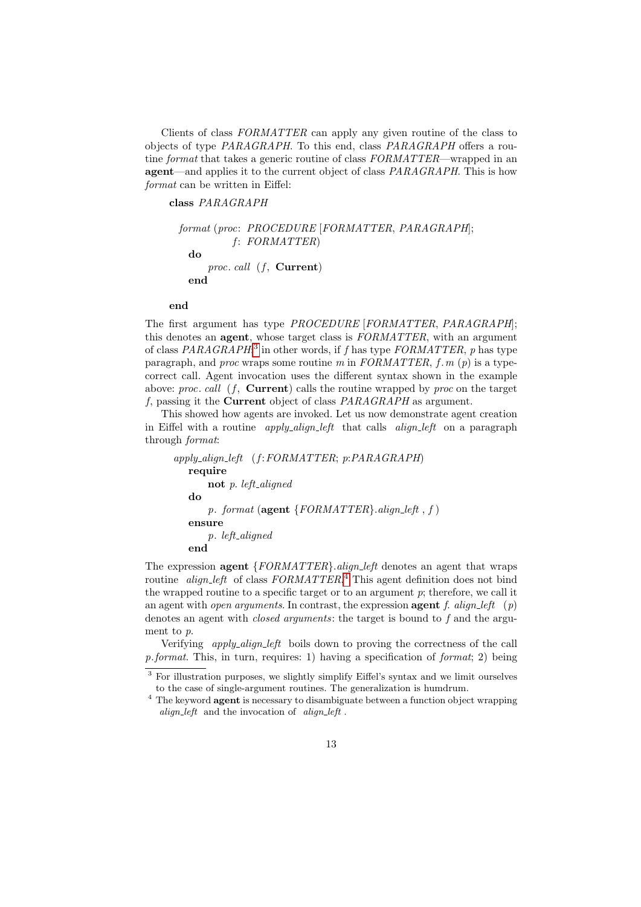Clients of class *FORMATTER* can apply any given routine of the class to objects of type *PARAGRAPH*. To this end, class *PARAGRAPH* offers a routine *format* that takes a generic routine of class *FORMATTER*—wrapped in an **agent**—and applies it to the current object of class *PARAGRAPH*. This is how *format* can be written in Eiffel:

```
class PARAGRAPH

  format (proc: PROCEDURE [FORMATTER, PARAGRAPH];
              f: FORMATTER)
    do
        proc. call (f, Current)
    end

end
```

The first argument has type *PROCEDURE* [*FORMATTER*, *PARAGRAPH*]; this denotes an **agent**, whose target class is *FORMATTER*, with an argument of class *PARAGRAPH*;[3] in other words, if *f* has type *FORMATTER*, *p* has type paragraph, and *proc* wraps some routine *m* in *FORMATTER*, *f*. *m* (*p*) is a type-correct call. Agent invocation uses the different syntax shown in the example above: *proc*. *call* (*f*, **Current**) calls the routine wrapped by *proc* on the target *f*, passing it the **Current** object of class *PARAGRAPH* as argument.

This showed how agents are invoked. Let us now demonstrate agent creation in Eiffel with a routine *apply_align_left* that calls *align_left* on a paragraph through *format*:

```
apply_align_left (f: FORMATTER; p: PARAGRAPH)
    require
        not p. left_aligned
    do
        p. format (agent {FORMATTER}.align_left , f )
    ensure
        p. left_aligned
    end
```

The expression **agent** {*FORMATTER*}.*align_left* denotes an agent that wraps routine *align_left* of class *FORMATTER*.[4] This agent definition does not bind the wrapped routine to a specific target or to an argument *p*; therefore, we call it an agent with *open arguments*. In contrast, the expression **agent** *f*. *align_left* (*p*) denotes an agent with *closed arguments*: the target is bound to *f* and the argument to *p*.

Verifying *apply_align_left* boils down to proving the correctness of the call *p*.*format*. This, in turn, requires: 1) having a specification of *format*; 2) being

[3] For illustration purposes, we slightly simplify Eiffel's syntax and we limit ourselves to the case of single-argument routines. The generalization is humdrum.

[4] The keyword **agent** is necessary to disambiguate between a function object wrapping *align_left* and the invocation of *align_left*.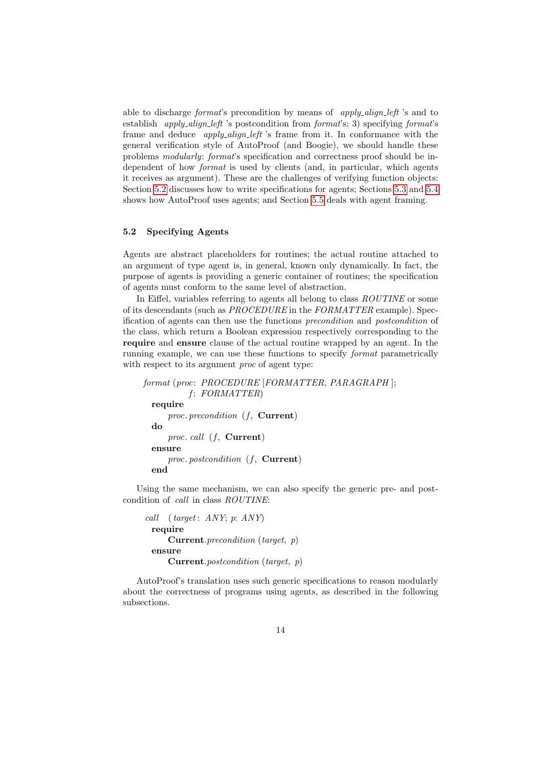able to discharge *format*'s precondition by means of *apply_align_left*'s and to establish *apply_align_left*'s postcondition from *format*'s; 3) specifying *format*'s frame and deduce *apply_align_left*'s frame from it. In conformance with the general verification style of AutoProof (and Boogie), we should handle these problems *modularly*: *format*'s specification and correctness proof should be independent of how *format* is used by clients (and, in particular, which agents it receives as argument). These are the challenges of verifying function objects: Section 5.2 discusses how to write specifications for agents; Sections 5.3 and 5.4 shows how AutoProof uses agents; and Section 5.5 deals with agent framing.

### 5.2 Specifying Agents

Agents are abstract placeholders for routines; the actual routine attached to an argument of type agent is, in general, known only dynamically. In fact, the purpose of agents is providing a generic container of routines; the specification of agents must conform to the same level of abstraction.

In Eiffel, variables referring to agents all belong to class *ROUTINE* or some of its descendants (such as *PROCEDURE* in the *FORMATTER* example). Specification of agents can then use the functions *precondition* and *postcondition* of the class, which return a Boolean expression respectively corresponding to the **require** and **ensure** clause of the actual routine wrapped by an agent. In the running example, we can use these functions to specify *format* parametrically with respect to its argument *proc* of agent type:

```
format (proc: PROCEDURE [FORMATTER, PARAGRAPH];
        f: FORMATTER)
  require
      proc.precondition (f, Current)
  do
      proc.call (f, Current)
  ensure
      proc.postcondition (f, Current)
  end
```

Using the same mechanism, we can also specify the generic pre- and postcondition of *call* in class *ROUTINE*:

```
call  (target: ANY; p: ANY)
  require
      Current.precondition (target, p)
  ensure
      Current.postcondition (target, p)
```

AutoProof's translation uses such generic specifications to reason modularly about the correctness of programs using agents, as described in the following subsections.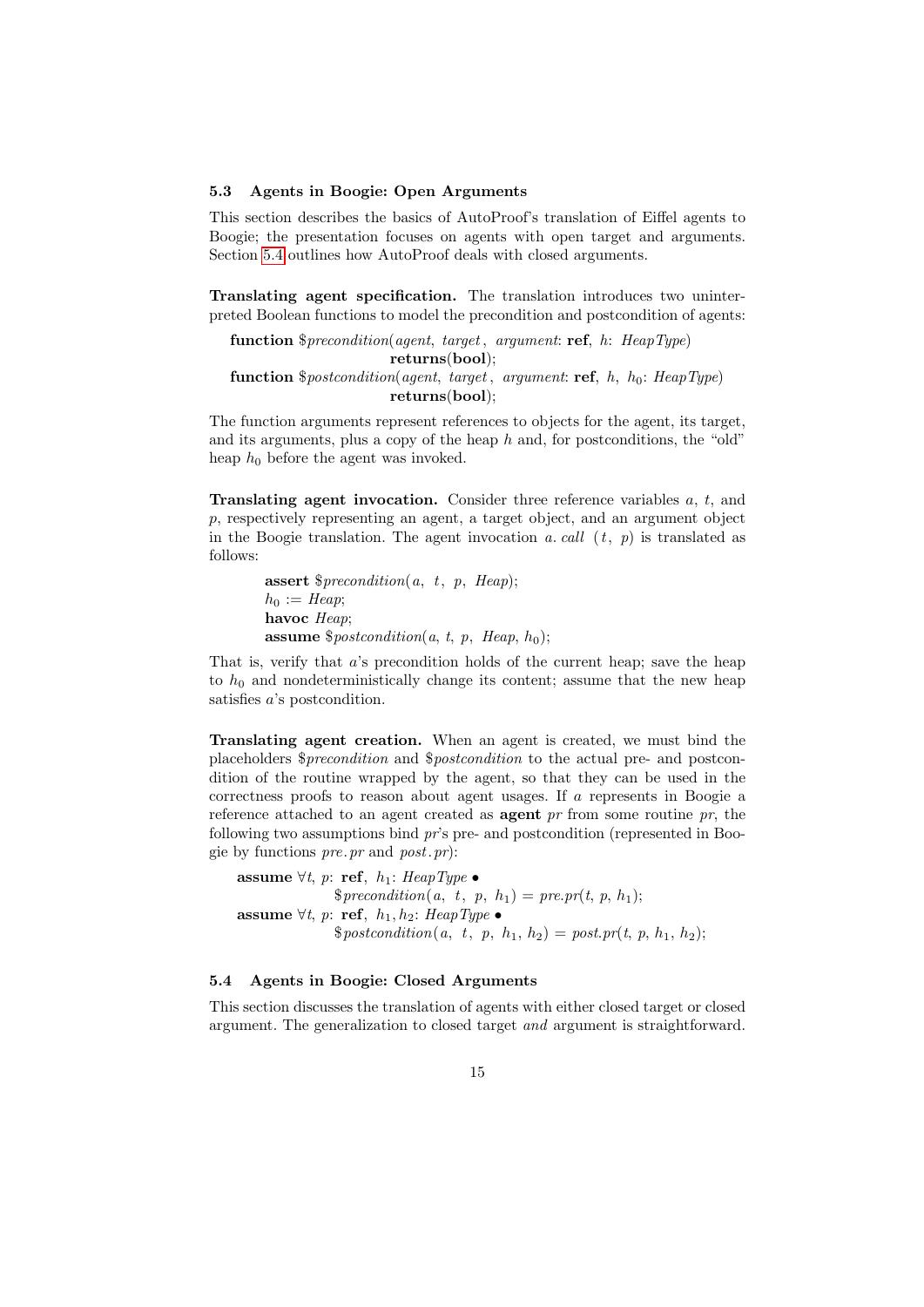### 5.3 Agents in Boogie: Open Arguments

This section describes the basics of AutoProof's translation of Eiffel agents to Boogie; the presentation focuses on agents with open target and arguments. Section 5.4 outlines how AutoProof deals with closed arguments.

**Translating agent specification.** The translation introduces two uninterpreted Boolean functions to model the precondition and postcondition of agents:

```
function $precondition(agent, target, argument: ref, h: HeapType)
                        returns(bool);
function $postcondition(agent, target, argument: ref, h, h0: HeapType)
                        returns(bool);
```

The function arguments represent references to objects for the agent, its target, and its arguments, plus a copy of the heap $h$ and, for postconditions, the "old" heap $h_0$ before the agent was invoked.

**Translating agent invocation.** Consider three reference variables $a$, $t$, and $p$, respectively representing an agent, a target object, and an argument object in the Boogie translation. The agent invocation *a. call* ( *t*, *p*) is translated as follows:

```
assert $precondition(a, t, p, Heap);
h0 := Heap;
havoc Heap;
assume $postcondition(a, t, p, Heap, h0);
```

That is, verify that $a$'s precondition holds of the current heap; save the heap to $h_0$ and nondeterministically change its content; assume that the new heap satisfies $a$'s postcondition.

**Translating agent creation.** When an agent is created, we must bind the placeholders *\$precondition* and *\$postcondition* to the actual pre- and postcondition of the routine wrapped by the agent, so that they can be used in the correctness proofs to reason about agent usages. If $a$ represents in Boogie a reference attached to an agent created as **agent** *pr* from some routine *pr*, the following two assumptions bind *pr*'s pre- and postcondition (represented in Boogie by functions *pre. pr* and *post. pr*):

```
assume ∀t, p: ref, h1: HeapType •
             $precondition(a, t, p, h1) = pre.pr(t, p, h1);
assume ∀t, p: ref, h1, h2: HeapType •
             $postcondition(a, t, p, h1, h2) = post.pr(t, p, h1, h2);
```

### 5.4 Agents in Boogie: Closed Arguments

This section discusses the translation of agents with either closed target or closed argument. The generalization to closed target *and* argument is straightforward.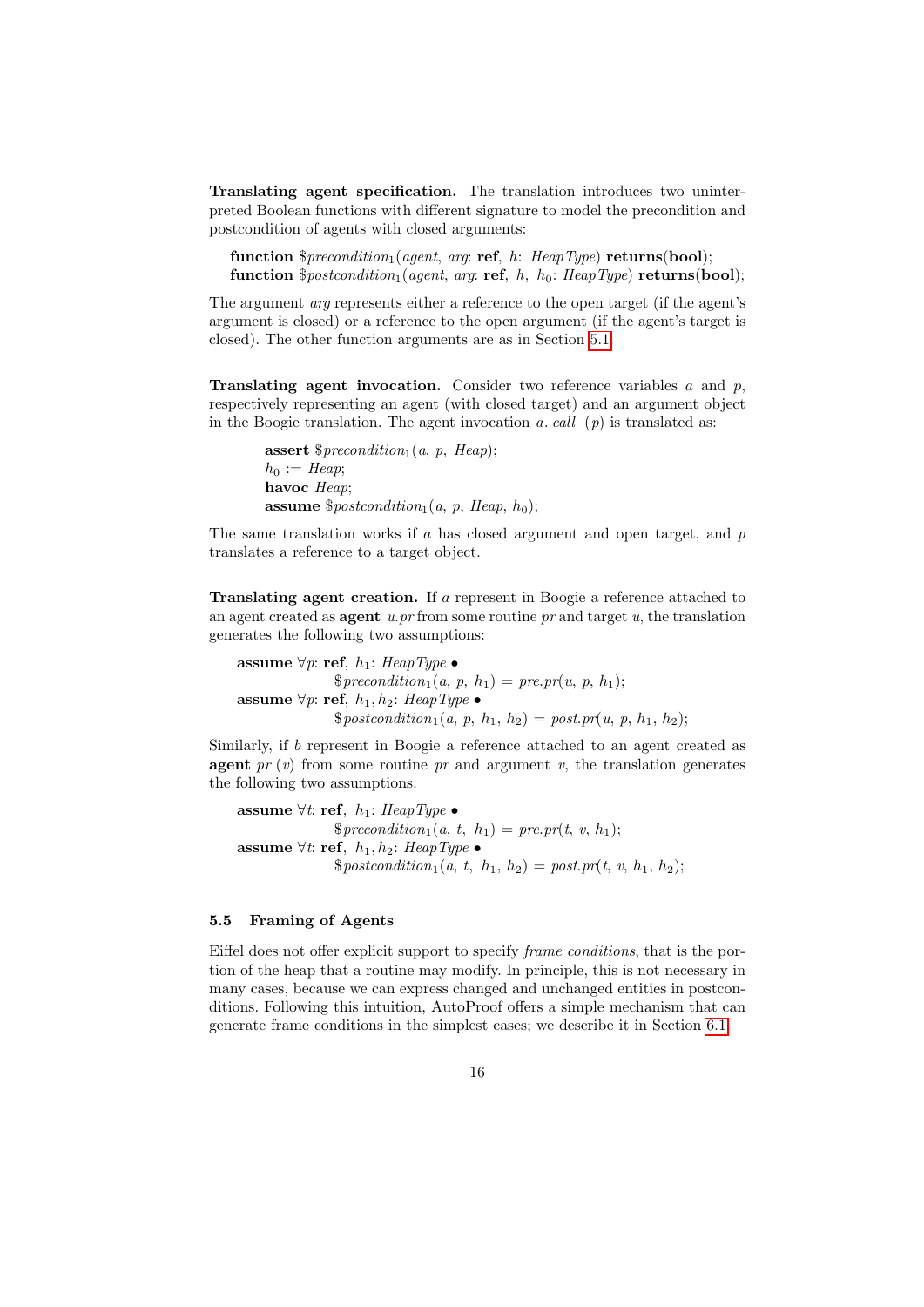**Translating agent specification.** The translation introduces two uninterpreted Boolean functions with different signature to model the precondition and postcondition of agents with closed arguments:

```
function $precondition_1(agent, arg: ref, h: HeapType) returns(bool);
function $postcondition_1(agent, arg: ref, h, h_0: HeapType) returns(bool);
```

The argument *arg* represents either a reference to the open target (if the agent's argument is closed) or a reference to the open argument (if the agent's target is closed). The other function arguments are as in Section 5.1.

**Translating agent invocation.** Consider two reference variables $a$ and $p$, respectively representing an agent (with closed target) and an argument object in the Boogie translation. The agent invocation $a.\ call\ (p)$ is translated as:

```
assert $precondition_1(a, p, Heap);
h_0 := Heap;
havoc Heap;
assume $postcondition_1(a, p, Heap, h_0);
```

The same translation works if $a$ has closed argument and open target, and $p$ translates a reference to a target object.

**Translating agent creation.** If $a$ represent in Boogie a reference attached to an agent created as **agent** $u.pr$ from some routine $pr$ and target $u$, the translation generates the following two assumptions:

```
assume ∀p: ref, h_1: HeapType •
        $precondition_1(a, p, h_1) = pre.pr(u, p, h_1);
assume ∀p: ref, h_1, h_2: HeapType •
        $postcondition_1(a, p, h_1, h_2) = post.pr(u, p, h_1, h_2);
```

Similarly, if $b$ represent in Boogie a reference attached to an agent created as **agent** $pr\ (v)$ from some routine $pr$ and argument $v$, the translation generates the following two assumptions:

```
assume ∀t: ref, h_1: HeapType •
        $precondition_1(a, t, h_1) = pre.pr(t, v, h_1);
assume ∀t: ref, h_1, h_2: HeapType •
        $postcondition_1(a, t, h_1, h_2) = post.pr(t, v, h_1, h_2);
```

### 5.5 Framing of Agents

Eiffel does not offer explicit support to specify *frame conditions*, that is the portion of the heap that a routine may modify. In principle, this is not necessary in many cases, because we can express changed and unchanged entities in postconditions. Following this intuition, AutoProof offers a simple mechanism that can generate frame conditions in the simplest cases; we describe it in Section 6.1.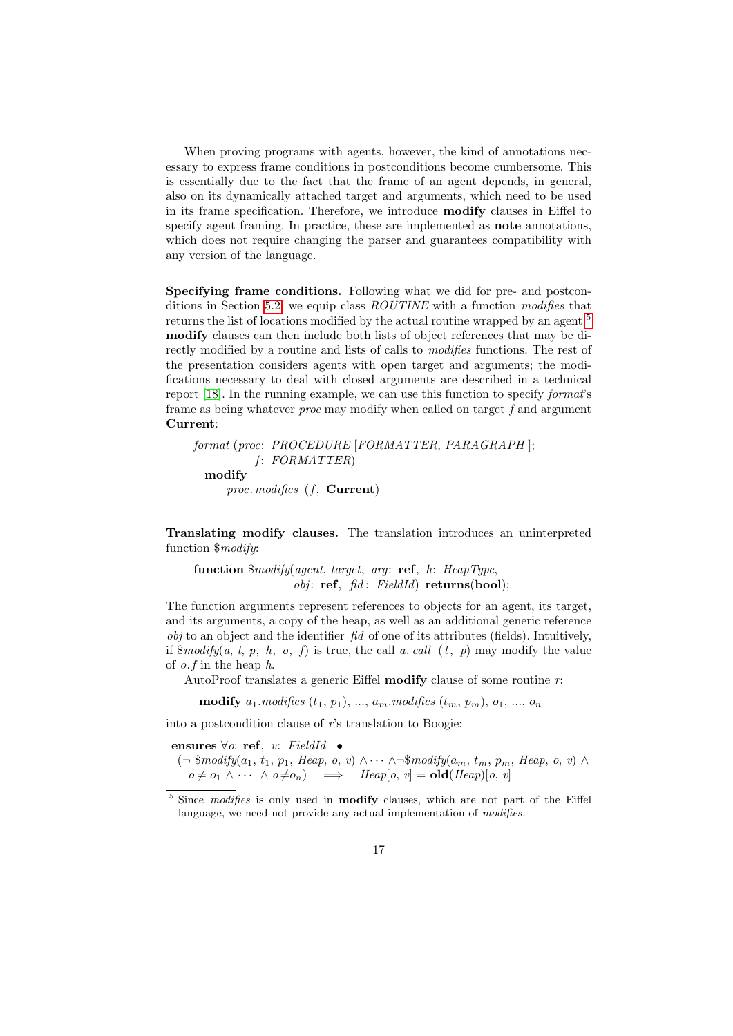When proving programs with agents, however, the kind of annotations necessary to express frame conditions in postconditions become cumbersome. This is essentially due to the fact that the frame of an agent depends, in general, also on its dynamically attached target and arguments, which need to be used in its frame specification. Therefore, we introduce **modify** clauses in Eiffel to specify agent framing. In practice, these are implemented as **note** annotations, which does not require changing the parser and guarantees compatibility with any version of the language.

**Specifying frame conditions.** Following what we did for pre- and postconditions in Section 5.2, we equip class *ROUTINE* with a function *modifies* that returns the list of locations modified by the actual routine wrapped by an agent.[5] **modify** clauses can then include both lists of object references that may be directly modified by a routine and lists of calls to *modifies* functions. The rest of the presentation considers agents with open target and arguments; the modifications necessary to deal with closed arguments are described in a technical report [18]. In the running example, we can use this function to specify *format*'s frame as being whatever *proc* may modify when called on target *f* and argument **Current**:

```
format (proc: PROCEDURE [FORMATTER, PARAGRAPH];
        f: FORMATTER)
  modify
      proc.modifies (f, Current)
```

**Translating modify clauses.** The translation introduces an uninterpreted function *$modify*:

```
function $modify(agent, target, arg: ref, h: HeapType,
                 obj: ref, fid: FieldId) returns(bool);
```

The function arguments represent references to objects for an agent, its target, and its arguments, a copy of the heap, as well as an additional generic reference *obj* to an object and the identifier *fid* of one of its attributes (fields). Intuitively, if *$modify*$(a, t, p, h, o, f)$ is true, the call $a.call\ (t, p)$ may modify the value of $o.f$ in the heap $h$.

AutoProof translates a generic Eiffel **modify** clause of some routine $r$:

**modify** $a_1.modifies\ (t_1, p_1), ..., a_m.modifies\ (t_m, p_m), o_1, ..., o_n$

into a postcondition clause of $r$'s translation to Boogie:

$$\textbf{ensures}\ \forall o: \textbf{ref},\ v: FieldId\ \bullet$$
$$(\neg\ \$modify(a_1, t_1, p_1, Heap, o, v) \wedge \cdots \wedge \neg \$modify(a_m, t_m, p_m, Heap, o, v) \wedge o \neq o_1 \wedge \cdots \wedge o \neq o_n) \implies Heap[o, v] = \textbf{old}(Heap)[o, v]$$

[5] Since *modifies* is only used in **modify** clauses, which are not part of the Eiffel language, we need not provide any actual implementation of *modifies*.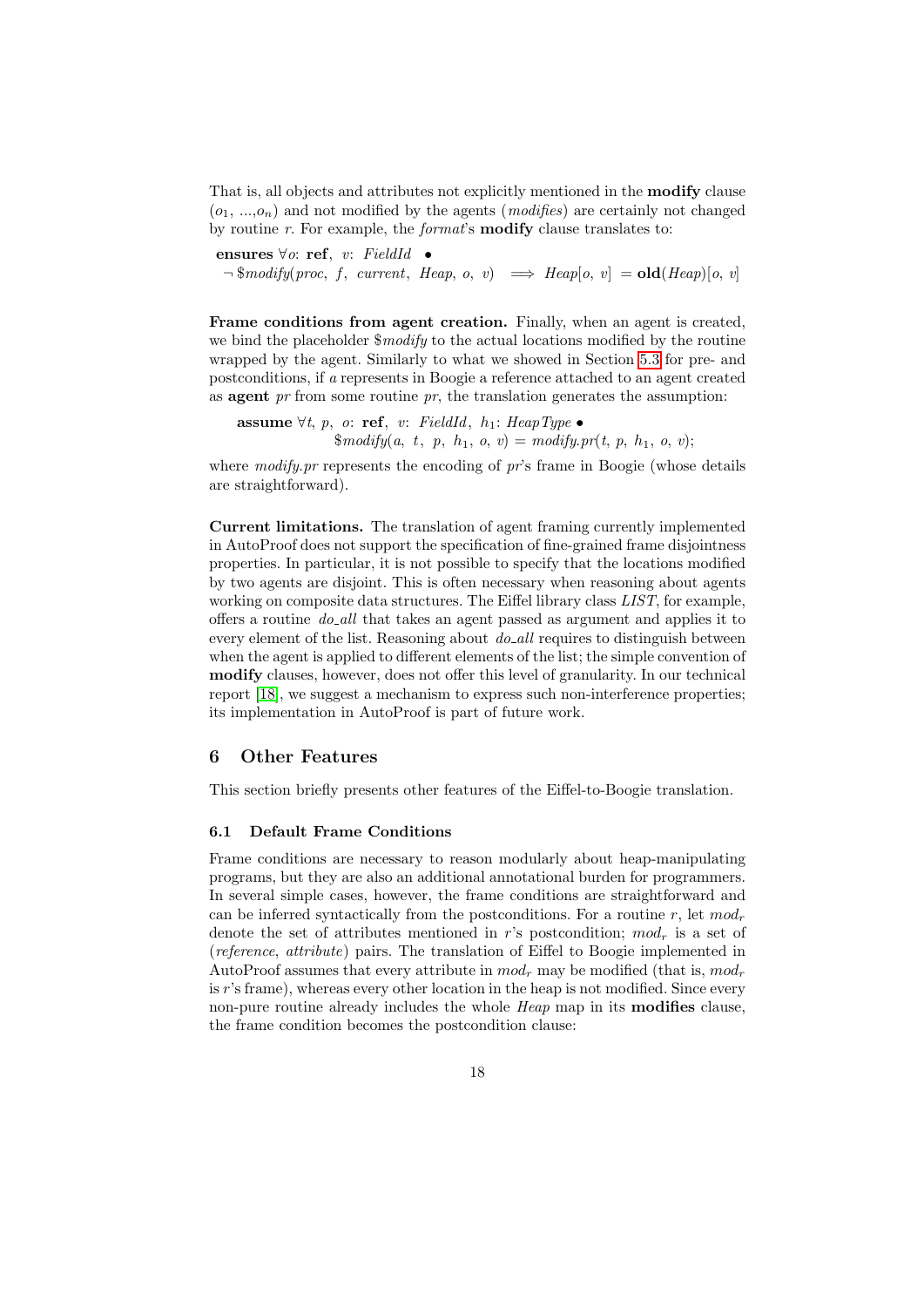That is, all objects and attributes not explicitly mentioned in the **modify** clause ($o_1$, ...,$o_n$) and not modified by the agents (*modifies*) are certainly not changed by routine *r*. For example, the *format*'s **modify** clause translates to:

$$\textbf{ensures}\ \forall o\text{: }\textbf{ref},\ v\text{: }\mathit{FieldId}\ \bullet$$
$$\neg\ \$\mathit{modify}(\mathit{proc},\ f,\ \mathit{current},\ \mathit{Heap},\ o,\ v)\ \implies \mathit{Heap}[o,\ v]\ = \textbf{old}(\mathit{Heap})[o,\ v]$$

**Frame conditions from agent creation.** Finally, when an agent is created, we bind the placeholder *\$modify* to the actual locations modified by the routine wrapped by the agent. Similarly to what we showed in Section 5.3 for pre- and postconditions, if *a* represents in Boogie a reference attached to an agent created as **agent** *pr* from some routine *pr*, the translation generates the assumption:

$$\textbf{assume}\ \forall t,\ p,\ o\text{: }\textbf{ref},\ v\text{: }\mathit{FieldId},\ h_1\text{: }\mathit{HeapType}\ \bullet$$
$$\$\mathit{modify}(a,\ t,\ p,\ h_1,\ o,\ v) = \mathit{modify.pr}(t,\ p,\ h_1,\ o,\ v);$$

where *modify.pr* represents the encoding of *pr*'s frame in Boogie (whose details are straightforward).

**Current limitations.** The translation of agent framing currently implemented in AutoProof does not support the specification of fine-grained frame disjointness properties. In particular, it is not possible to specify that the locations modified by two agents are disjoint. This is often necessary when reasoning about agents working on composite data structures. The Eiffel library class *LIST*, for example, offers a routine *do_all* that takes an agent passed as argument and applies it to every element of the list. Reasoning about *do_all* requires to distinguish between when the agent is applied to different elements of the list; the simple convention of **modify** clauses, however, does not offer this level of granularity. In our technical report [18], we suggest a mechanism to express such non-interference properties; its implementation in AutoProof is part of future work.

## 6 Other Features

This section briefly presents other features of the Eiffel-to-Boogie translation.

### 6.1 Default Frame Conditions

Frame conditions are necessary to reason modularly about heap-manipulating programs, but they are also an additional annotational burden for programmers. In several simple cases, however, the frame conditions are straightforward and can be inferred syntactically from the postconditions. For a routine *r*, let $mod_r$ denote the set of attributes mentioned in *r*'s postcondition; $mod_r$ is a set of (*reference*, *attribute*) pairs. The translation of Eiffel to Boogie implemented in AutoProof assumes that every attribute in $mod_r$ may be modified (that is, $mod_r$ is *r*'s frame), whereas every other location in the heap is not modified. Since every non-pure routine already includes the whole *Heap* map in its **modifies** clause, the frame condition becomes the postcondition clause: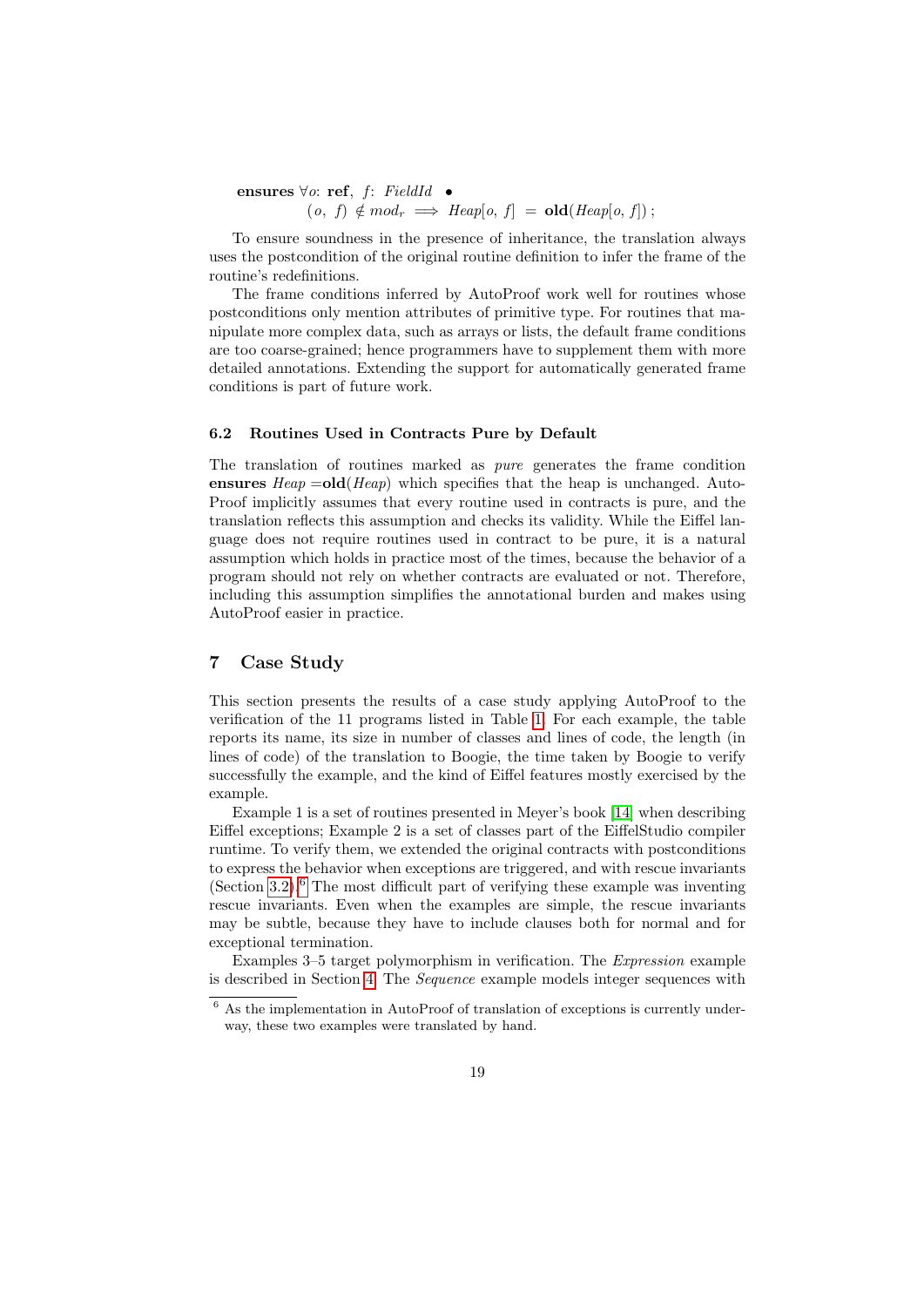$$\textbf{ensures}\ \forall o\colon \textbf{ref},\ f\colon \mathit{FieldId}\ \bullet \quad (o,\ f) \notin \mathit{mod}_r \implies \mathit{Heap}[o,\ f]\ =\ \textbf{old}(\mathit{Heap}[o,\ f])\ ;$$

To ensure soundness in the presence of inheritance, the translation always uses the postcondition of the original routine definition to infer the frame of the routine's redefinitions.

The frame conditions inferred by AutoProof work well for routines whose postconditions only mention attributes of primitive type. For routines that manipulate more complex data, such as arrays or lists, the default frame conditions are too coarse-grained; hence programmers have to supplement them with more detailed annotations. Extending the support for automatically generated frame conditions is part of future work.

### 6.2 Routines Used in Contracts Pure by Default

The translation of routines marked as *pure* generates the frame condition **ensures** $\mathit{Heap} = \textbf{old}(\mathit{Heap})$ which specifies that the heap is unchanged. AutoProof implicitly assumes that every routine used in contracts is pure, and the translation reflects this assumption and checks its validity. While the Eiffel language does not require routines used in contract to be pure, it is a natural assumption which holds in practice most of the times, because the behavior of a program should not rely on whether contracts are evaluated or not. Therefore, including this assumption simplifies the annotational burden and makes using AutoProof easier in practice.

## 7 Case Study

This section presents the results of a case study applying AutoProof to the verification of the 11 programs listed in Table 1. For each example, the table reports its name, its size in number of classes and lines of code, the length (in lines of code) of the translation to Boogie, the time taken by Boogie to verify successfully the example, and the kind of Eiffel features mostly exercised by the example.

Example 1 is a set of routines presented in Meyer's book [14] when describing Eiffel exceptions; Example 2 is a set of classes part of the EiffelStudio compiler runtime. To verify them, we extended the original contracts with postconditions to express the behavior when exceptions are triggered, and with rescue invariants (Section 3.2).[6] The most difficult part of verifying these example was inventing rescue invariants. Even when the examples are simple, the rescue invariants may be subtle, because they have to include clauses both for normal and for exceptional termination.

Examples 3–5 target polymorphism in verification. The *Expression* example is described in Section 4. The *Sequence* example models integer sequences with

[6] As the implementation in AutoProof of translation of exceptions is currently underway, these two examples were translated by hand.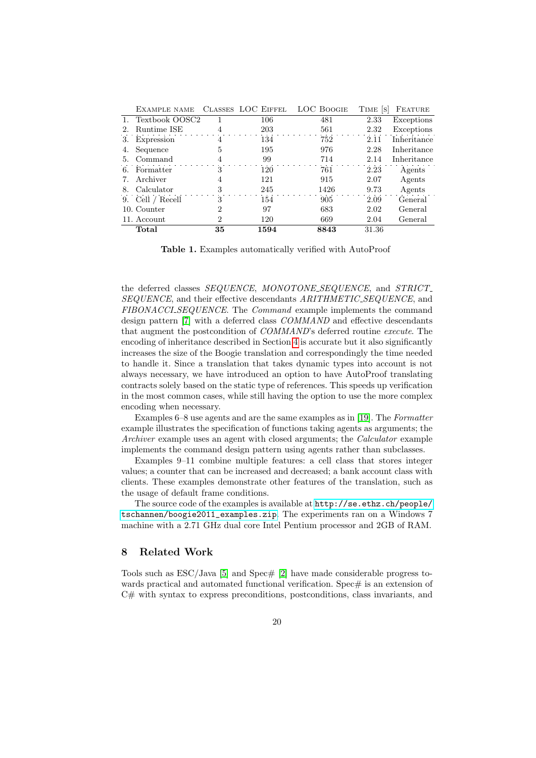| | Example name | Classes | LOC Eiffel | LOC Boogie | Time [s] | Feature |
|---|---|---|---|---|---|---|
| 1. | Textbook OOSC2 | 1 | 106 | 481 | 2.33 | Exceptions |
| 2. | Runtime ISE | 4 | 203 | 561 | 2.32 | Exceptions |
| 3. | Expression | 4 | 134 | 752 | 2.11 | Inheritance |
| 4. | Sequence | 5 | 195 | 976 | 2.28 | Inheritance |
| 5. | Command | 4 | 99 | 714 | 2.14 | Inheritance |
| 6. | Formatter | 3 | 120 | 761 | 2.23 | Agents |
| 7. | Archiver | 4 | 121 | 915 | 2.07 | Agents |
| 8. | Calculator | 3 | 245 | 1426 | 9.73 | Agents |
| 9. | Cell / Recell | 3 | 154 | 905 | 2.09 | General |
| 10. | Counter | 2 | 97 | 683 | 2.02 | General |
| 11. | Account | 2 | 120 | 669 | 2.04 | General |
| | **Total** | **35** | **1594** | **8843** | 31.36 | |

**Table 1.** Examples automatically verified with AutoProof

the deferred classes *SEQUENCE*, *MONOTONE_SEQUENCE*, and *STRICT_SEQUENCE*, and their effective descendants *ARITHMETIC_SEQUENCE*, and *FIBONACCI_SEQUENCE*. The *Command* example implements the command design pattern [7] with a deferred class *COMMAND* and effective descendants that augment the postcondition of *COMMAND*'s deferred routine *execute*. The encoding of inheritance described in Section 4 is accurate but it also significantly increases the size of the Boogie translation and correspondingly the time needed to handle it. Since a translation that takes dynamic types into account is not always necessary, we have introduced an option to have AutoProof translating contracts solely based on the static type of references. This speeds up verification in the most common cases, while still having the option to use the more complex encoding when necessary.

Examples 6–8 use agents and are the same examples as in [19]. The *Formatter* example illustrates the specification of functions taking agents as arguments; the *Archiver* example uses an agent with closed arguments; the *Calculator* example implements the command design pattern using agents rather than subclasses.

Examples 9–11 combine multiple features: a cell class that stores integer values; a counter that can be increased and decreased; a bank account class with clients. These examples demonstrate other features of the translation, such as the usage of default frame conditions.

The source code of the examples is available at `http://se.ethz.ch/people/tschannen/boogie2011_examples.zip`. The experiments ran on a Windows 7 machine with a 2.71 GHz dual core Intel Pentium processor and 2GB of RAM.

## 8 Related Work

Tools such as ESC/Java [5] and Spec# [2] have made considerable progress towards practical and automated functional verification. Spec# is an extension of C# with syntax to express preconditions, postconditions, class invariants, and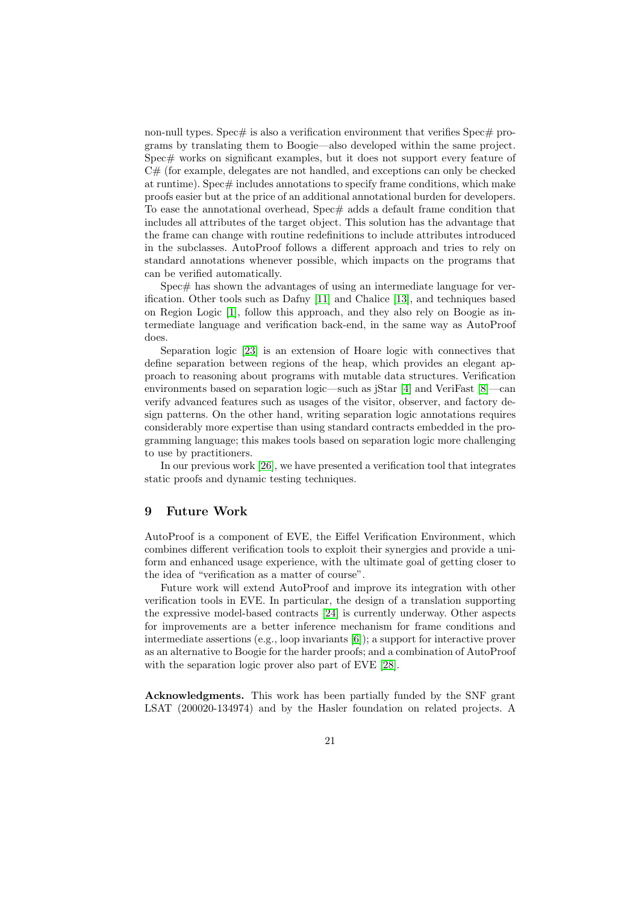non-null types. Spec# is also a verification environment that verifies Spec# programs by translating them to Boogie—also developed within the same project. Spec# works on significant examples, but it does not support every feature of C# (for example, delegates are not handled, and exceptions can only be checked at runtime). Spec# includes annotations to specify frame conditions, which make proofs easier but at the price of an additional annotational burden for developers. To ease the annotational overhead, Spec# adds a default frame condition that includes all attributes of the target object. This solution has the advantage that the frame can change with routine redefinitions to include attributes introduced in the subclasses. AutoProof follows a different approach and tries to rely on standard annotations whenever possible, which impacts on the programs that can be verified automatically.

Spec# has shown the advantages of using an intermediate language for verification. Other tools such as Dafny [11] and Chalice [13], and techniques based on Region Logic [1], follow this approach, and they also rely on Boogie as intermediate language and verification back-end, in the same way as AutoProof does.

Separation logic [23] is an extension of Hoare logic with connectives that define separation between regions of the heap, which provides an elegant approach to reasoning about programs with mutable data structures. Verification environments based on separation logic—such as jStar [4] and VeriFast [8]—can verify advanced features such as usages of the visitor, observer, and factory design patterns. On the other hand, writing separation logic annotations requires considerably more expertise than using standard contracts embedded in the programming language; this makes tools based on separation logic more challenging to use by practitioners.

In our previous work [26], we have presented a verification tool that integrates static proofs and dynamic testing techniques.

## 9 Future Work

AutoProof is a component of EVE, the Eiffel Verification Environment, which combines different verification tools to exploit their synergies and provide a uniform and enhanced usage experience, with the ultimate goal of getting closer to the idea of "verification as a matter of course".

Future work will extend AutoProof and improve its integration with other verification tools in EVE. In particular, the design of a translation supporting the expressive model-based contracts [24] is currently underway. Other aspects for improvements are a better inference mechanism for frame conditions and intermediate assertions (e.g., loop invariants [6]); a support for interactive prover as an alternative to Boogie for the harder proofs; and a combination of AutoProof with the separation logic prover also part of EVE [28].

**Acknowledgments.** This work has been partially funded by the SNF grant LSAT (200020-134974) and by the Hasler foundation on related projects. A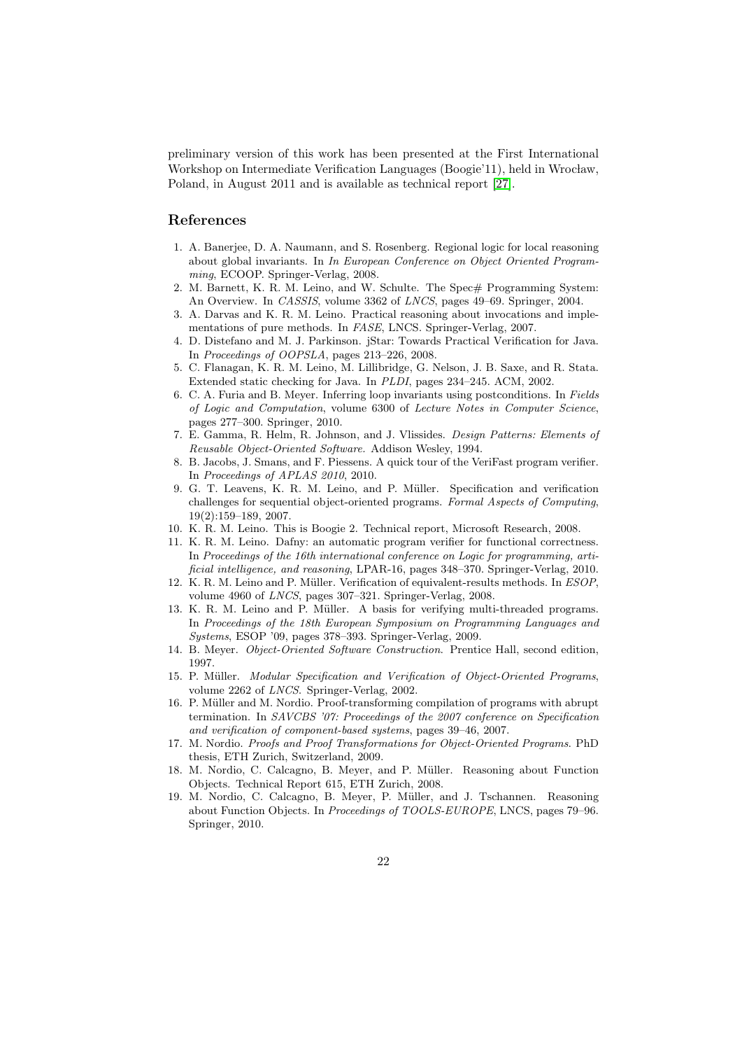preliminary version of this work has been presented at the First International Workshop on Intermediate Verification Languages (Boogie'11), held in Wrocław, Poland, in August 2011 and is available as technical report [27].

## References

1. A. Banerjee, D. A. Naumann, and S. Rosenberg. Regional logic for local reasoning about global invariants. In *In European Conference on Object Oriented Programming*, ECOOP. Springer-Verlag, 2008.
2. M. Barnett, K. R. M. Leino, and W. Schulte. The Spec# Programming System: An Overview. In *CASSIS*, volume 3362 of *LNCS*, pages 49–69. Springer, 2004.
3. A. Darvas and K. R. M. Leino. Practical reasoning about invocations and implementations of pure methods. In *FASE*, LNCS. Springer-Verlag, 2007.
4. D. Distefano and M. J. Parkinson. jStar: Towards Practical Verification for Java. In *Proceedings of OOPSLA*, pages 213–226, 2008.
5. C. Flanagan, K. R. M. Leino, M. Lillibridge, G. Nelson, J. B. Saxe, and R. Stata. Extended static checking for Java. In *PLDI*, pages 234–245. ACM, 2002.
6. C. A. Furia and B. Meyer. Inferring loop invariants using postconditions. In *Fields of Logic and Computation*, volume 6300 of *Lecture Notes in Computer Science*, pages 277–300. Springer, 2010.
7. E. Gamma, R. Helm, R. Johnson, and J. Vlissides. *Design Patterns: Elements of Reusable Object-Oriented Software*. Addison Wesley, 1994.
8. B. Jacobs, J. Smans, and F. Piessens. A quick tour of the VeriFast program verifier. In *Proceedings of APLAS 2010*, 2010.
9. G. T. Leavens, K. R. M. Leino, and P. Müller. Specification and verification challenges for sequential object-oriented programs. *Formal Aspects of Computing*, 19(2):159–189, 2007.
10. K. R. M. Leino. This is Boogie 2. Technical report, Microsoft Research, 2008.
11. K. R. M. Leino. Dafny: an automatic program verifier for functional correctness. In *Proceedings of the 16th international conference on Logic for programming, artificial intelligence, and reasoning*, LPAR-16, pages 348–370. Springer-Verlag, 2010.
12. K. R. M. Leino and P. Müller. Verification of equivalent-results methods. In *ESOP*, volume 4960 of *LNCS*, pages 307–321. Springer-Verlag, 2008.
13. K. R. M. Leino and P. Müller. A basis for verifying multi-threaded programs. In *Proceedings of the 18th European Symposium on Programming Languages and Systems*, ESOP '09, pages 378–393. Springer-Verlag, 2009.
14. B. Meyer. *Object-Oriented Software Construction*. Prentice Hall, second edition, 1997.
15. P. Müller. *Modular Specification and Verification of Object-Oriented Programs*, volume 2262 of *LNCS*. Springer-Verlag, 2002.
16. P. Müller and M. Nordio. Proof-transforming compilation of programs with abrupt termination. In *SAVCBS '07: Proceedings of the 2007 conference on Specification and verification of component-based systems*, pages 39–46, 2007.
17. M. Nordio. *Proofs and Proof Transformations for Object-Oriented Programs*. PhD thesis, ETH Zurich, Switzerland, 2009.
18. M. Nordio, C. Calcagno, B. Meyer, and P. Müller. Reasoning about Function Objects. Technical Report 615, ETH Zurich, 2008.
19. M. Nordio, C. Calcagno, B. Meyer, P. Müller, and J. Tschannen. Reasoning about Function Objects. In *Proceedings of TOOLS-EUROPE*, LNCS, pages 79–96. Springer, 2010.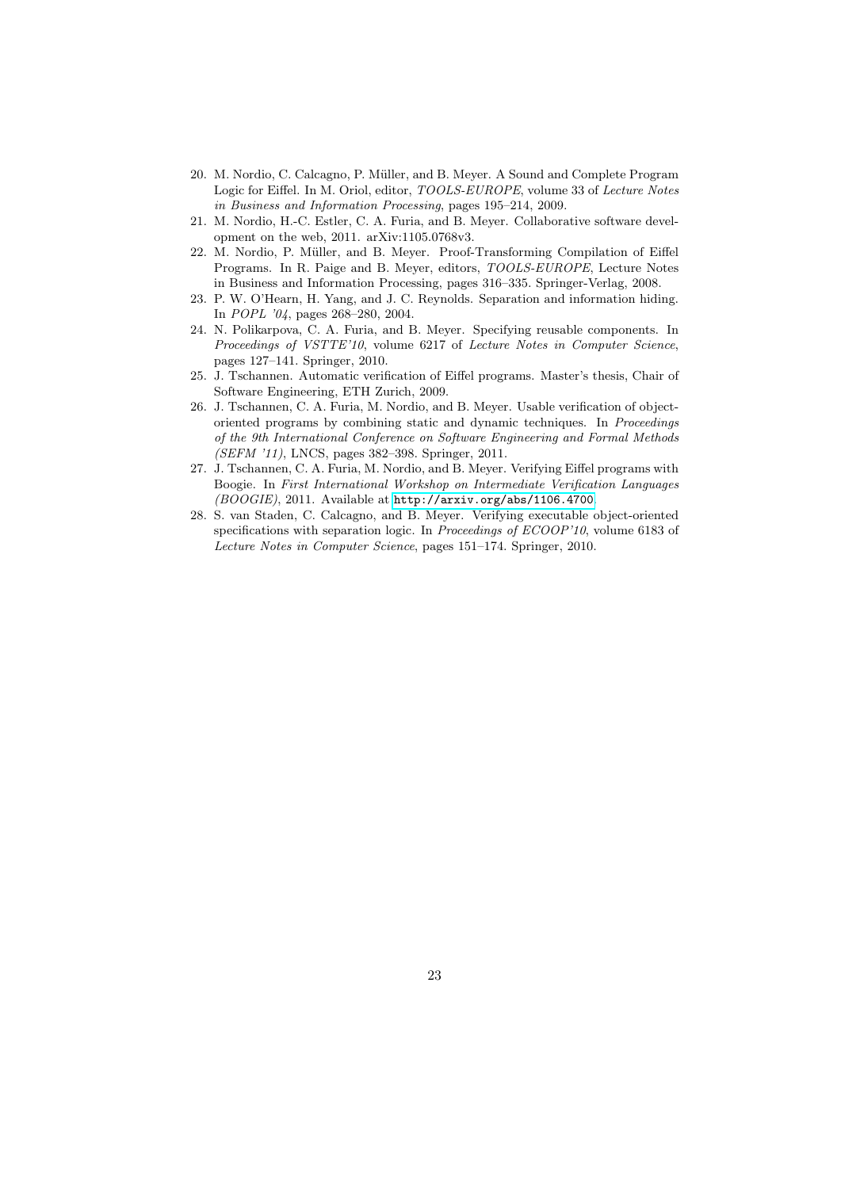20. M. Nordio, C. Calcagno, P. Müller, and B. Meyer. A Sound and Complete Program Logic for Eiffel. In M. Oriol, editor, *TOOLS-EUROPE*, volume 33 of *Lecture Notes in Business and Information Processing*, pages 195–214, 2009.
21. M. Nordio, H.-C. Estler, C. A. Furia, and B. Meyer. Collaborative software development on the web, 2011. arXiv:1105.0768v3.
22. M. Nordio, P. Müller, and B. Meyer. Proof-Transforming Compilation of Eiffel Programs. In R. Paige and B. Meyer, editors, *TOOLS-EUROPE*, Lecture Notes in Business and Information Processing, pages 316–335. Springer-Verlag, 2008.
23. P. W. O'Hearn, H. Yang, and J. C. Reynolds. Separation and information hiding. In *POPL '04*, pages 268–280, 2004.
24. N. Polikarpova, C. A. Furia, and B. Meyer. Specifying reusable components. In *Proceedings of VSTTE'10*, volume 6217 of *Lecture Notes in Computer Science*, pages 127–141. Springer, 2010.
25. J. Tschannen. Automatic verification of Eiffel programs. Master's thesis, Chair of Software Engineering, ETH Zurich, 2009.
26. J. Tschannen, C. A. Furia, M. Nordio, and B. Meyer. Usable verification of object-oriented programs by combining static and dynamic techniques. In *Proceedings of the 9th International Conference on Software Engineering and Formal Methods (SEFM '11)*, LNCS, pages 382–398. Springer, 2011.
27. J. Tschannen, C. A. Furia, M. Nordio, and B. Meyer. Verifying Eiffel programs with Boogie. In *First International Workshop on Intermediate Verification Languages (BOOGIE)*, 2011. Available at `http://arxiv.org/abs/1106.4700`.
28. S. van Staden, C. Calcagno, and B. Meyer. Verifying executable object-oriented specifications with separation logic. In *Proceedings of ECOOP'10*, volume 6183 of *Lecture Notes in Computer Science*, pages 151–174. Springer, 2010.